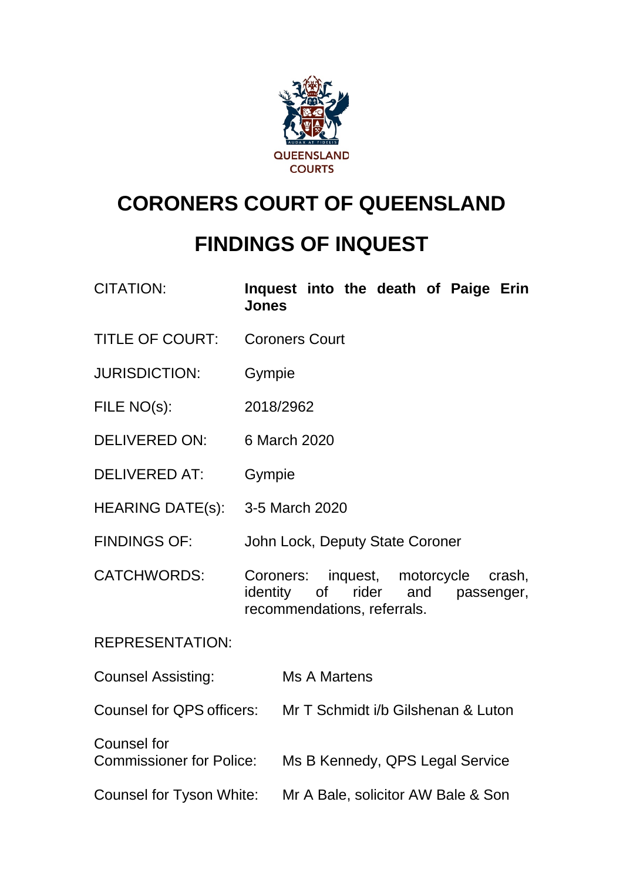QUEENSLAND COURTS

# CORONERS COURT OF QUEENSLAND

# FINDINGS OF INQUEST

| | |
|---|---|
| CITATION: | **Inquest into the death of Paige Erin Jones** |
| TITLE OF COURT: | Coroners Court |
| JURISDICTION: | Gympie |
| FILE NO(s): | 2018/2962 |
| DELIVERED ON: | 6 March 2020 |
| DELIVERED AT: | Gympie |
| HEARING DATE(s): | 3-5 March 2020 |
| FINDINGS OF: | John Lock, Deputy State Coroner |
| CATCHWORDS: | Coroners: inquest, motorcycle crash, identity of rider and passenger, recommendations, referrals. |

REPRESENTATION:

| | |
|---|---|
| Counsel Assisting: | Ms A Martens |
| Counsel for QPS officers: | Mr T Schmidt i/b Gilshenan & Luton |
| Counsel for Commissioner for Police: | Ms B Kennedy, QPS Legal Service |
| Counsel for Tyson White: | Mr A Bale, solicitor AW Bale & Son |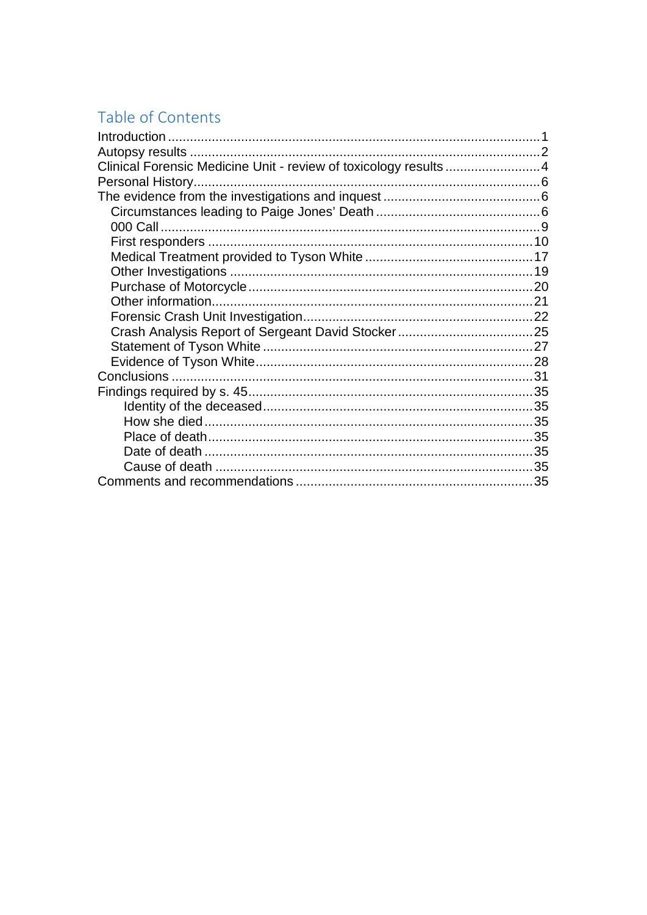## Table of Contents

- Introduction ..... 1
- Autopsy results ..... 2
- Clinical Forensic Medicine Unit - review of toxicology results ..... 4
- Personal History ..... 6
- The evidence from the investigations and inquest ..... 6
  - Circumstances leading to Paige Jones' Death ..... 6
  - 000 Call ..... 9
  - First responders ..... 10
  - Medical Treatment provided to Tyson White ..... 17
  - Other Investigations ..... 19
  - Purchase of Motorcycle ..... 20
  - Other information ..... 21
  - Forensic Crash Unit Investigation ..... 22
  - Crash Analysis Report of Sergeant David Stocker ..... 25
  - Statement of Tyson White ..... 27
  - Evidence of Tyson White ..... 28
- Conclusions ..... 31
- Findings required by s. 45 ..... 35
    - Identity of the deceased ..... 35
    - How she died ..... 35
    - Place of death ..... 35
    - Date of death ..... 35
    - Cause of death ..... 35
- Comments and recommendations ..... 35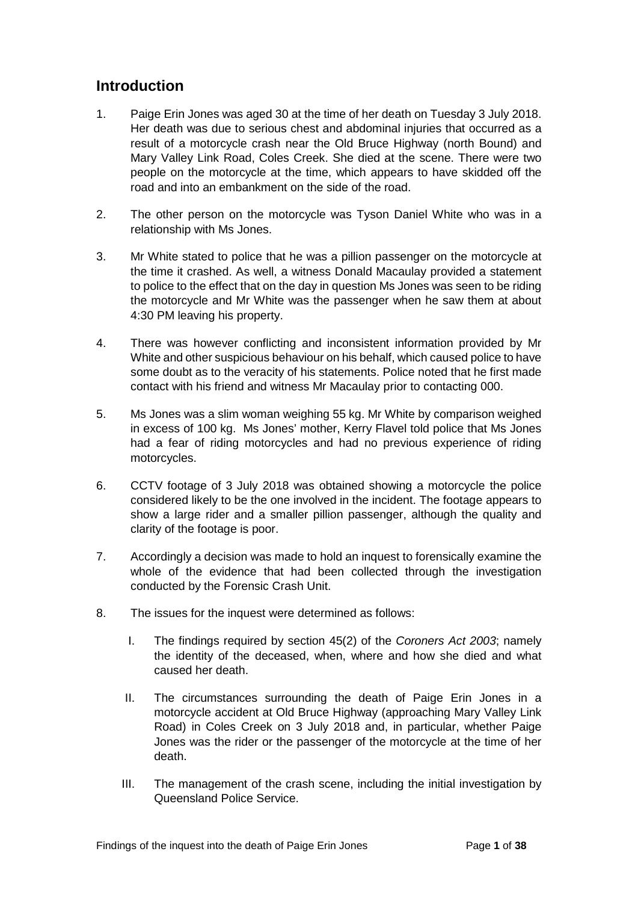## Introduction

1. Paige Erin Jones was aged 30 at the time of her death on Tuesday 3 July 2018. Her death was due to serious chest and abdominal injuries that occurred as a result of a motorcycle crash near the Old Bruce Highway (north Bound) and Mary Valley Link Road, Coles Creek. She died at the scene. There were two people on the motorcycle at the time, which appears to have skidded off the road and into an embankment on the side of the road.

2. The other person on the motorcycle was Tyson Daniel White who was in a relationship with Ms Jones.

3. Mr White stated to police that he was a pillion passenger on the motorcycle at the time it crashed. As well, a witness Donald Macaulay provided a statement to police to the effect that on the day in question Ms Jones was seen to be riding the motorcycle and Mr White was the passenger when he saw them at about 4:30 PM leaving his property.

4. There was however conflicting and inconsistent information provided by Mr White and other suspicious behaviour on his behalf, which caused police to have some doubt as to the veracity of his statements. Police noted that he first made contact with his friend and witness Mr Macaulay prior to contacting 000.

5. Ms Jones was a slim woman weighing 55 kg. Mr White by comparison weighed in excess of 100 kg. Ms Jones' mother, Kerry Flavel told police that Ms Jones had a fear of riding motorcycles and had no previous experience of riding motorcycles.

6. CCTV footage of 3 July 2018 was obtained showing a motorcycle the police considered likely to be the one involved in the incident. The footage appears to show a large rider and a smaller pillion passenger, although the quality and clarity of the footage is poor.

7. Accordingly a decision was made to hold an inquest to forensically examine the whole of the evidence that had been collected through the investigation conducted by the Forensic Crash Unit.

8. The issues for the inquest were determined as follows:

   I. The findings required by section 45(2) of the *Coroners Act 2003*; namely the identity of the deceased, when, where and how she died and what caused her death.

   II. The circumstances surrounding the death of Paige Erin Jones in a motorcycle accident at Old Bruce Highway (approaching Mary Valley Link Road) in Coles Creek on 3 July 2018 and, in particular, whether Paige Jones was the rider or the passenger of the motorcycle at the time of her death.

   III. The management of the crash scene, including the initial investigation by Queensland Police Service.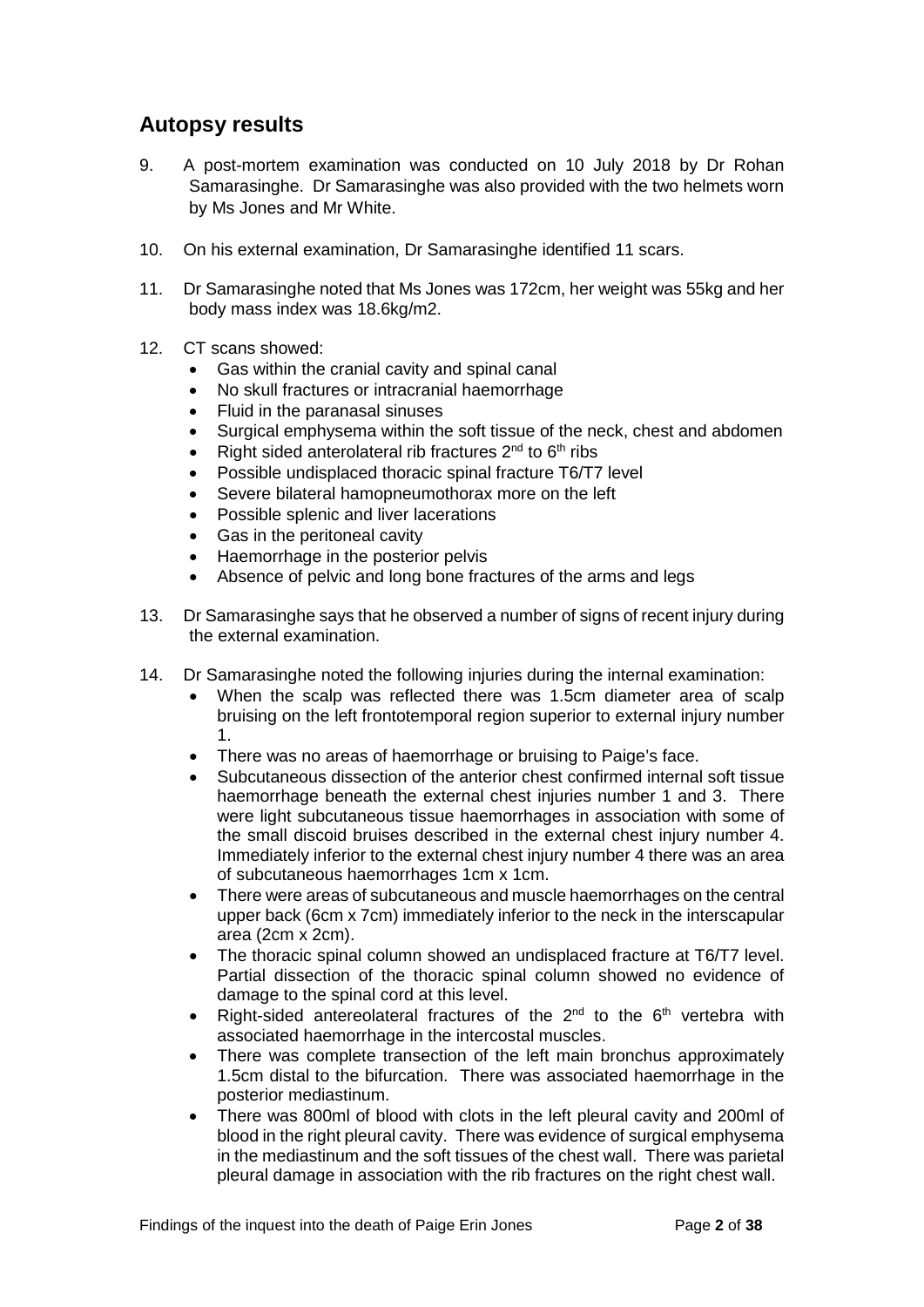## Autopsy results

9. A post-mortem examination was conducted on 10 July 2018 by Dr Rohan Samarasinghe. Dr Samarasinghe was also provided with the two helmets worn by Ms Jones and Mr White.

10. On his external examination, Dr Samarasinghe identified 11 scars.

11. Dr Samarasinghe noted that Ms Jones was 172cm, her weight was 55kg and her body mass index was 18.6kg/m2.

12. CT scans showed:
    - Gas within the cranial cavity and spinal canal
    - No skull fractures or intracranial haemorrhage
    - Fluid in the paranasal sinuses
    - Surgical emphysema within the soft tissue of the neck, chest and abdomen
    - Right sided anterolateral rib fractures 2nd to 6th ribs
    - Possible undisplaced thoracic spinal fracture T6/T7 level
    - Severe bilateral hamopneumothorax more on the left
    - Possible splenic and liver lacerations
    - Gas in the peritoneal cavity
    - Haemorrhage in the posterior pelvis
    - Absence of pelvic and long bone fractures of the arms and legs

13. Dr Samarasinghe says that he observed a number of signs of recent injury during the external examination.

14. Dr Samarasinghe noted the following injuries during the internal examination:
    - When the scalp was reflected there was 1.5cm diameter area of scalp bruising on the left frontotemporal region superior to external injury number 1.
    - There was no areas of haemorrhage or bruising to Paige's face.
    - Subcutaneous dissection of the anterior chest confirmed internal soft tissue haemorrhage beneath the external chest injuries number 1 and 3. There were light subcutaneous tissue haemorrhages in association with some of the small discoid bruises described in the external chest injury number 4. Immediately inferior to the external chest injury number 4 there was an area of subcutaneous haemorrhages 1cm x 1cm.
    - There were areas of subcutaneous and muscle haemorrhages on the central upper back (6cm x 7cm) immediately inferior to the neck in the interscapular area (2cm x 2cm).
    - The thoracic spinal column showed an undisplaced fracture at T6/T7 level. Partial dissection of the thoracic spinal column showed no evidence of damage to the spinal cord at this level.
    - Right-sided antereolateral fractures of the 2nd to the 6th vertebra with associated haemorrhage in the intercostal muscles.
    - There was complete transection of the left main bronchus approximately 1.5cm distal to the bifurcation. There was associated haemorrhage in the posterior mediastinum.
    - There was 800ml of blood with clots in the left pleural cavity and 200ml of blood in the right pleural cavity. There was evidence of surgical emphysema in the mediastinum and the soft tissues of the chest wall. There was parietal pleural damage in association with the rib fractures on the right chest wall.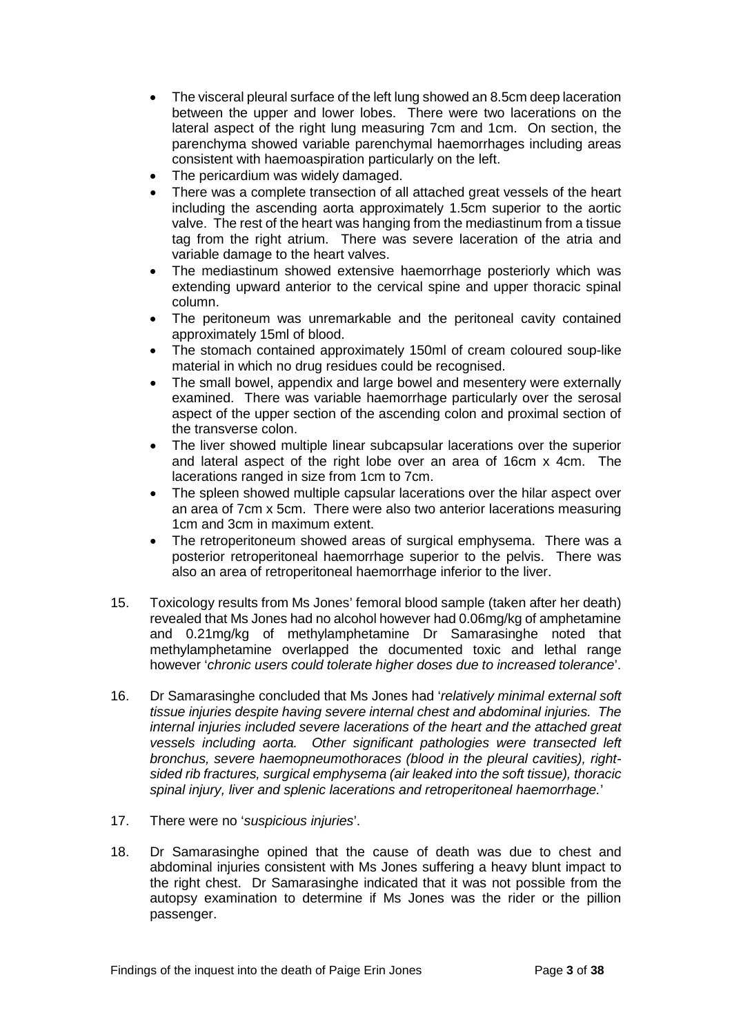- The visceral pleural surface of the left lung showed an 8.5cm deep laceration between the upper and lower lobes. There were two lacerations on the lateral aspect of the right lung measuring 7cm and 1cm. On section, the parenchyma showed variable parenchymal haemorrhages including areas consistent with haemoaspiration particularly on the left.
- The pericardium was widely damaged.
- There was a complete transection of all attached great vessels of the heart including the ascending aorta approximately 1.5cm superior to the aortic valve. The rest of the heart was hanging from the mediastinum from a tissue tag from the right atrium. There was severe laceration of the atria and variable damage to the heart valves.
- The mediastinum showed extensive haemorrhage posteriorly which was extending upward anterior to the cervical spine and upper thoracic spinal column.
- The peritoneum was unremarkable and the peritoneal cavity contained approximately 15ml of blood.
- The stomach contained approximately 150ml of cream coloured soup-like material in which no drug residues could be recognised.
- The small bowel, appendix and large bowel and mesentery were externally examined. There was variable haemorrhage particularly over the serosal aspect of the upper section of the ascending colon and proximal section of the transverse colon.
- The liver showed multiple linear subcapsular lacerations over the superior and lateral aspect of the right lobe over an area of 16cm x 4cm. The lacerations ranged in size from 1cm to 7cm.
- The spleen showed multiple capsular lacerations over the hilar aspect over an area of 7cm x 5cm. There were also two anterior lacerations measuring 1cm and 3cm in maximum extent.
- The retroperitoneum showed areas of surgical emphysema. There was a posterior retroperitoneal haemorrhage superior to the pelvis. There was also an area of retroperitoneal haemorrhage inferior to the liver.

15. Toxicology results from Ms Jones' femoral blood sample (taken after her death) revealed that Ms Jones had no alcohol however had 0.06mg/kg of amphetamine and 0.21mg/kg of methylamphetamine Dr Samarasinghe noted that methylamphetamine overlapped the documented toxic and lethal range however '*chronic users could tolerate higher doses due to increased tolerance*'.

16. Dr Samarasinghe concluded that Ms Jones had '*relatively minimal external soft tissue injuries despite having severe internal chest and abdominal injuries. The internal injuries included severe lacerations of the heart and the attached great vessels including aorta. Other significant pathologies were transected left bronchus, severe haemopneumothoraces (blood in the pleural cavities), right-sided rib fractures, surgical emphysema (air leaked into the soft tissue), thoracic spinal injury, liver and splenic lacerations and retroperitoneal haemorrhage.*'

17. There were no '*suspicious injuries*'.

18. Dr Samarasinghe opined that the cause of death was due to chest and abdominal injuries consistent with Ms Jones suffering a heavy blunt impact to the right chest. Dr Samarasinghe indicated that it was not possible from the autopsy examination to determine if Ms Jones was the rider or the pillion passenger.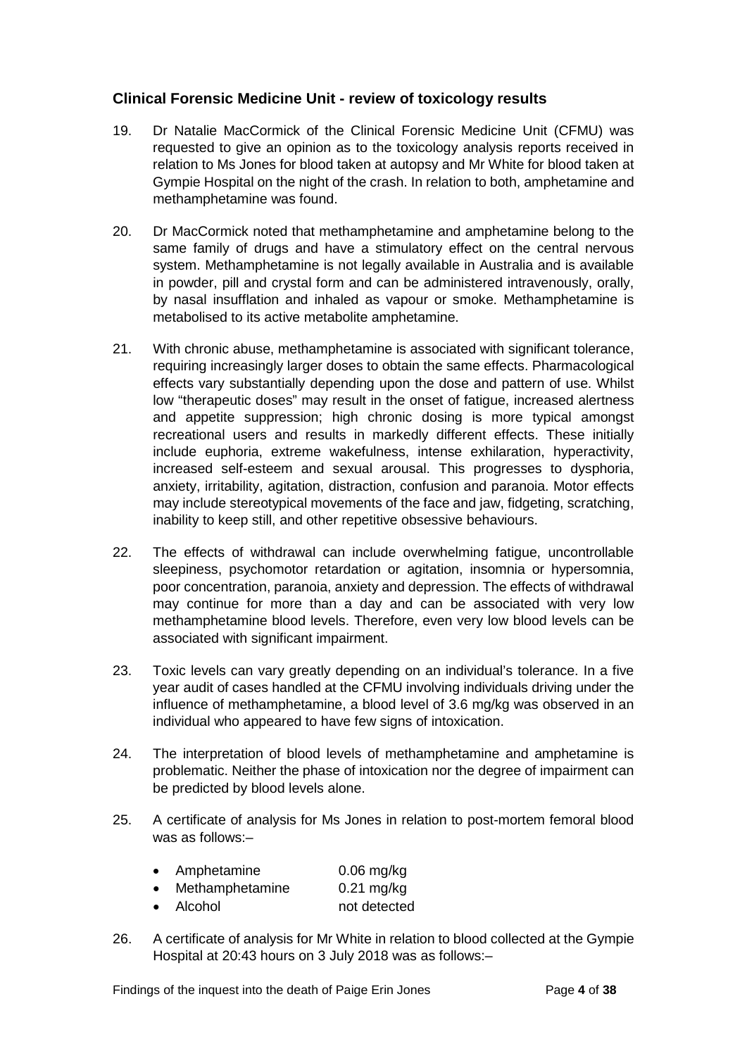## Clinical Forensic Medicine Unit - review of toxicology results

19. Dr Natalie MacCormick of the Clinical Forensic Medicine Unit (CFMU) was requested to give an opinion as to the toxicology analysis reports received in relation to Ms Jones for blood taken at autopsy and Mr White for blood taken at Gympie Hospital on the night of the crash. In relation to both, amphetamine and methamphetamine was found.

20. Dr MacCormick noted that methamphetamine and amphetamine belong to the same family of drugs and have a stimulatory effect on the central nervous system. Methamphetamine is not legally available in Australia and is available in powder, pill and crystal form and can be administered intravenously, orally, by nasal insufflation and inhaled as vapour or smoke. Methamphetamine is metabolised to its active metabolite amphetamine.

21. With chronic abuse, methamphetamine is associated with significant tolerance, requiring increasingly larger doses to obtain the same effects. Pharmacological effects vary substantially depending upon the dose and pattern of use. Whilst low "therapeutic doses" may result in the onset of fatigue, increased alertness and appetite suppression; high chronic dosing is more typical amongst recreational users and results in markedly different effects. These initially include euphoria, extreme wakefulness, intense exhilaration, hyperactivity, increased self-esteem and sexual arousal. This progresses to dysphoria, anxiety, irritability, agitation, distraction, confusion and paranoia. Motor effects may include stereotypical movements of the face and jaw, fidgeting, scratching, inability to keep still, and other repetitive obsessive behaviours.

22. The effects of withdrawal can include overwhelming fatigue, uncontrollable sleepiness, psychomotor retardation or agitation, insomnia or hypersomnia, poor concentration, paranoia, anxiety and depression. The effects of withdrawal may continue for more than a day and can be associated with very low methamphetamine blood levels. Therefore, even very low blood levels can be associated with significant impairment.

23. Toxic levels can vary greatly depending on an individual's tolerance. In a five year audit of cases handled at the CFMU involving individuals driving under the influence of methamphetamine, a blood level of 3.6 mg/kg was observed in an individual who appeared to have few signs of intoxication.

24. The interpretation of blood levels of methamphetamine and amphetamine is problematic. Neither the phase of intoxication nor the degree of impairment can be predicted by blood levels alone.

25. A certificate of analysis for Ms Jones in relation to post-mortem femoral blood was as follows:–

    - Amphetamine 0.06 mg/kg
    - Methamphetamine 0.21 mg/kg
    - Alcohol not detected

26. A certificate of analysis for Mr White in relation to blood collected at the Gympie Hospital at 20:43 hours on 3 July 2018 was as follows:–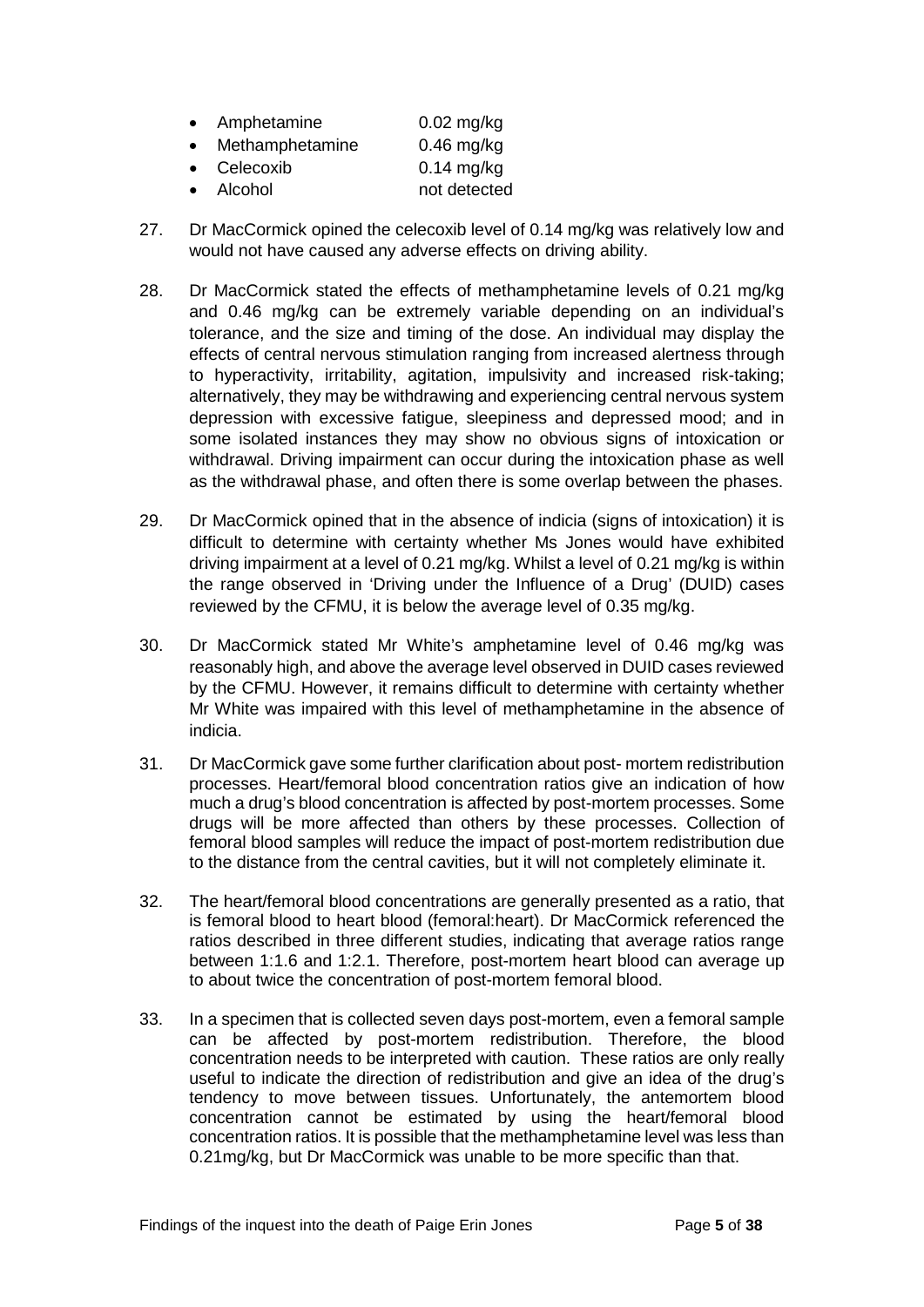- Amphetamine 0.02 mg/kg
- Methamphetamine 0.46 mg/kg
- Celecoxib 0.14 mg/kg
- Alcohol not detected

27. Dr MacCormick opined the celecoxib level of 0.14 mg/kg was relatively low and would not have caused any adverse effects on driving ability.

28. Dr MacCormick stated the effects of methamphetamine levels of 0.21 mg/kg and 0.46 mg/kg can be extremely variable depending on an individual's tolerance, and the size and timing of the dose. An individual may display the effects of central nervous stimulation ranging from increased alertness through to hyperactivity, irritability, agitation, impulsivity and increased risk-taking; alternatively, they may be withdrawing and experiencing central nervous system depression with excessive fatigue, sleepiness and depressed mood; and in some isolated instances they may show no obvious signs of intoxication or withdrawal. Driving impairment can occur during the intoxication phase as well as the withdrawal phase, and often there is some overlap between the phases.

29. Dr MacCormick opined that in the absence of indicia (signs of intoxication) it is difficult to determine with certainty whether Ms Jones would have exhibited driving impairment at a level of 0.21 mg/kg. Whilst a level of 0.21 mg/kg is within the range observed in 'Driving under the Influence of a Drug' (DUID) cases reviewed by the CFMU, it is below the average level of 0.35 mg/kg.

30. Dr MacCormick stated Mr White's amphetamine level of 0.46 mg/kg was reasonably high, and above the average level observed in DUID cases reviewed by the CFMU. However, it remains difficult to determine with certainty whether Mr White was impaired with this level of methamphetamine in the absence of indicia.

31. Dr MacCormick gave some further clarification about post- mortem redistribution processes. Heart/femoral blood concentration ratios give an indication of how much a drug's blood concentration is affected by post-mortem processes. Some drugs will be more affected than others by these processes. Collection of femoral blood samples will reduce the impact of post-mortem redistribution due to the distance from the central cavities, but it will not completely eliminate it.

32. The heart/femoral blood concentrations are generally presented as a ratio, that is femoral blood to heart blood (femoral:heart). Dr MacCormick referenced the ratios described in three different studies, indicating that average ratios range between 1:1.6 and 1:2.1. Therefore, post-mortem heart blood can average up to about twice the concentration of post-mortem femoral blood.

33. In a specimen that is collected seven days post-mortem, even a femoral sample can be affected by post-mortem redistribution. Therefore, the blood concentration needs to be interpreted with caution. These ratios are only really useful to indicate the direction of redistribution and give an idea of the drug's tendency to move between tissues. Unfortunately, the antemortem blood concentration cannot be estimated by using the heart/femoral blood concentration ratios. It is possible that the methamphetamine level was less than 0.21mg/kg, but Dr MacCormick was unable to be more specific than that.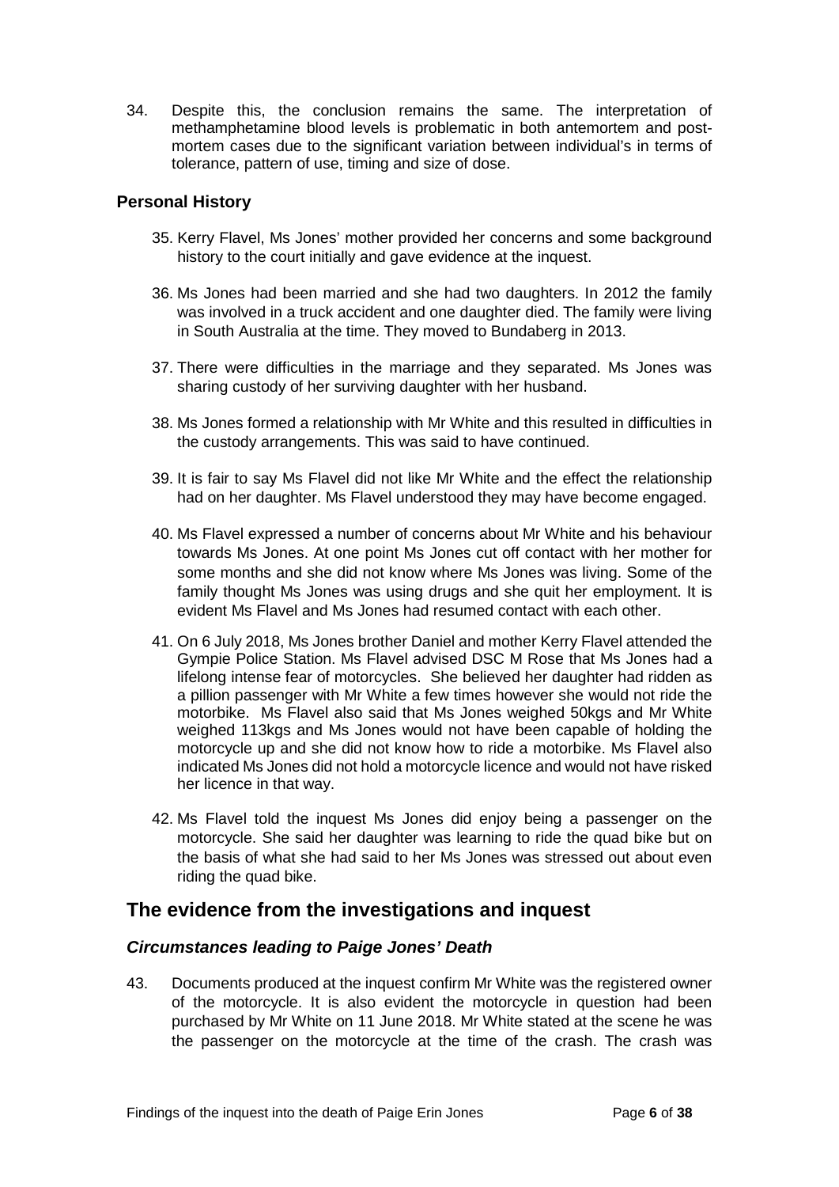34. Despite this, the conclusion remains the same. The interpretation of methamphetamine blood levels is problematic in both antemortem and post-mortem cases due to the significant variation between individual's in terms of tolerance, pattern of use, timing and size of dose.

### Personal History

35. Kerry Flavel, Ms Jones' mother provided her concerns and some background history to the court initially and gave evidence at the inquest.

36. Ms Jones had been married and she had two daughters. In 2012 the family was involved in a truck accident and one daughter died. The family were living in South Australia at the time. They moved to Bundaberg in 2013.

37. There were difficulties in the marriage and they separated. Ms Jones was sharing custody of her surviving daughter with her husband.

38. Ms Jones formed a relationship with Mr White and this resulted in difficulties in the custody arrangements. This was said to have continued.

39. It is fair to say Ms Flavel did not like Mr White and the effect the relationship had on her daughter. Ms Flavel understood they may have become engaged.

40. Ms Flavel expressed a number of concerns about Mr White and his behaviour towards Ms Jones. At one point Ms Jones cut off contact with her mother for some months and she did not know where Ms Jones was living. Some of the family thought Ms Jones was using drugs and she quit her employment. It is evident Ms Flavel and Ms Jones had resumed contact with each other.

41. On 6 July 2018, Ms Jones brother Daniel and mother Kerry Flavel attended the Gympie Police Station. Ms Flavel advised DSC M Rose that Ms Jones had a lifelong intense fear of motorcycles. She believed her daughter had ridden as a pillion passenger with Mr White a few times however she would not ride the motorbike. Ms Flavel also said that Ms Jones weighed 50kgs and Mr White weighed 113kgs and Ms Jones would not have been capable of holding the motorcycle up and she did not know how to ride a motorbike. Ms Flavel also indicated Ms Jones did not hold a motorcycle licence and would not have risked her licence in that way.

42. Ms Flavel told the inquest Ms Jones did enjoy being a passenger on the motorcycle. She said her daughter was learning to ride the quad bike but on the basis of what she had said to her Ms Jones was stressed out about even riding the quad bike.

## The evidence from the investigations and inquest

### *Circumstances leading to Paige Jones' Death*

43. Documents produced at the inquest confirm Mr White was the registered owner of the motorcycle. It is also evident the motorcycle in question had been purchased by Mr White on 11 June 2018. Mr White stated at the scene he was the passenger on the motorcycle at the time of the crash. The crash was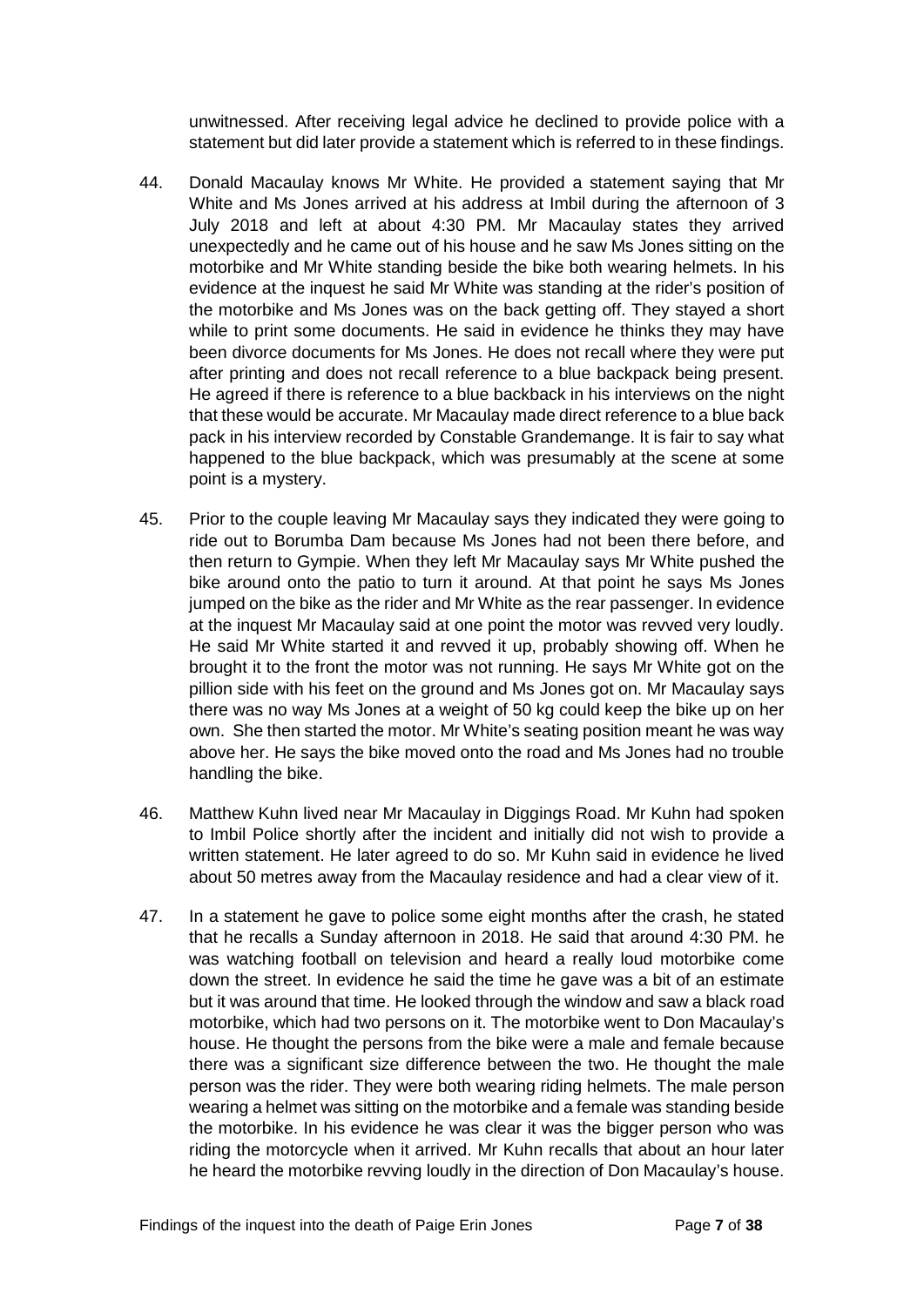unwitnessed. After receiving legal advice he declined to provide police with a statement but did later provide a statement which is referred to in these findings.

44. Donald Macaulay knows Mr White. He provided a statement saying that Mr White and Ms Jones arrived at his address at Imbil during the afternoon of 3 July 2018 and left at about 4:30 PM. Mr Macaulay states they arrived unexpectedly and he came out of his house and he saw Ms Jones sitting on the motorbike and Mr White standing beside the bike both wearing helmets. In his evidence at the inquest he said Mr White was standing at the rider's position of the motorbike and Ms Jones was on the back getting off. They stayed a short while to print some documents. He said in evidence he thinks they may have been divorce documents for Ms Jones. He does not recall where they were put after printing and does not recall reference to a blue backpack being present. He agreed if there is reference to a blue backback in his interviews on the night that these would be accurate. Mr Macaulay made direct reference to a blue back pack in his interview recorded by Constable Grandemange. It is fair to say what happened to the blue backpack, which was presumably at the scene at some point is a mystery.

45. Prior to the couple leaving Mr Macaulay says they indicated they were going to ride out to Borumba Dam because Ms Jones had not been there before, and then return to Gympie. When they left Mr Macaulay says Mr White pushed the bike around onto the patio to turn it around. At that point he says Ms Jones jumped on the bike as the rider and Mr White as the rear passenger. In evidence at the inquest Mr Macaulay said at one point the motor was revved very loudly. He said Mr White started it and revved it up, probably showing off. When he brought it to the front the motor was not running. He says Mr White got on the pillion side with his feet on the ground and Ms Jones got on. Mr Macaulay says there was no way Ms Jones at a weight of 50 kg could keep the bike up on her own. She then started the motor. Mr White's seating position meant he was way above her. He says the bike moved onto the road and Ms Jones had no trouble handling the bike.

46. Matthew Kuhn lived near Mr Macaulay in Diggings Road. Mr Kuhn had spoken to Imbil Police shortly after the incident and initially did not wish to provide a written statement. He later agreed to do so. Mr Kuhn said in evidence he lived about 50 metres away from the Macaulay residence and had a clear view of it.

47. In a statement he gave to police some eight months after the crash, he stated that he recalls a Sunday afternoon in 2018. He said that around 4:30 PM. he was watching football on television and heard a really loud motorbike come down the street. In evidence he said the time he gave was a bit of an estimate but it was around that time. He looked through the window and saw a black road motorbike, which had two persons on it. The motorbike went to Don Macaulay's house. He thought the persons from the bike were a male and female because there was a significant size difference between the two. He thought the male person was the rider. They were both wearing riding helmets. The male person wearing a helmet was sitting on the motorbike and a female was standing beside the motorbike. In his evidence he was clear it was the bigger person who was riding the motorcycle when it arrived. Mr Kuhn recalls that about an hour later he heard the motorbike revving loudly in the direction of Don Macaulay's house.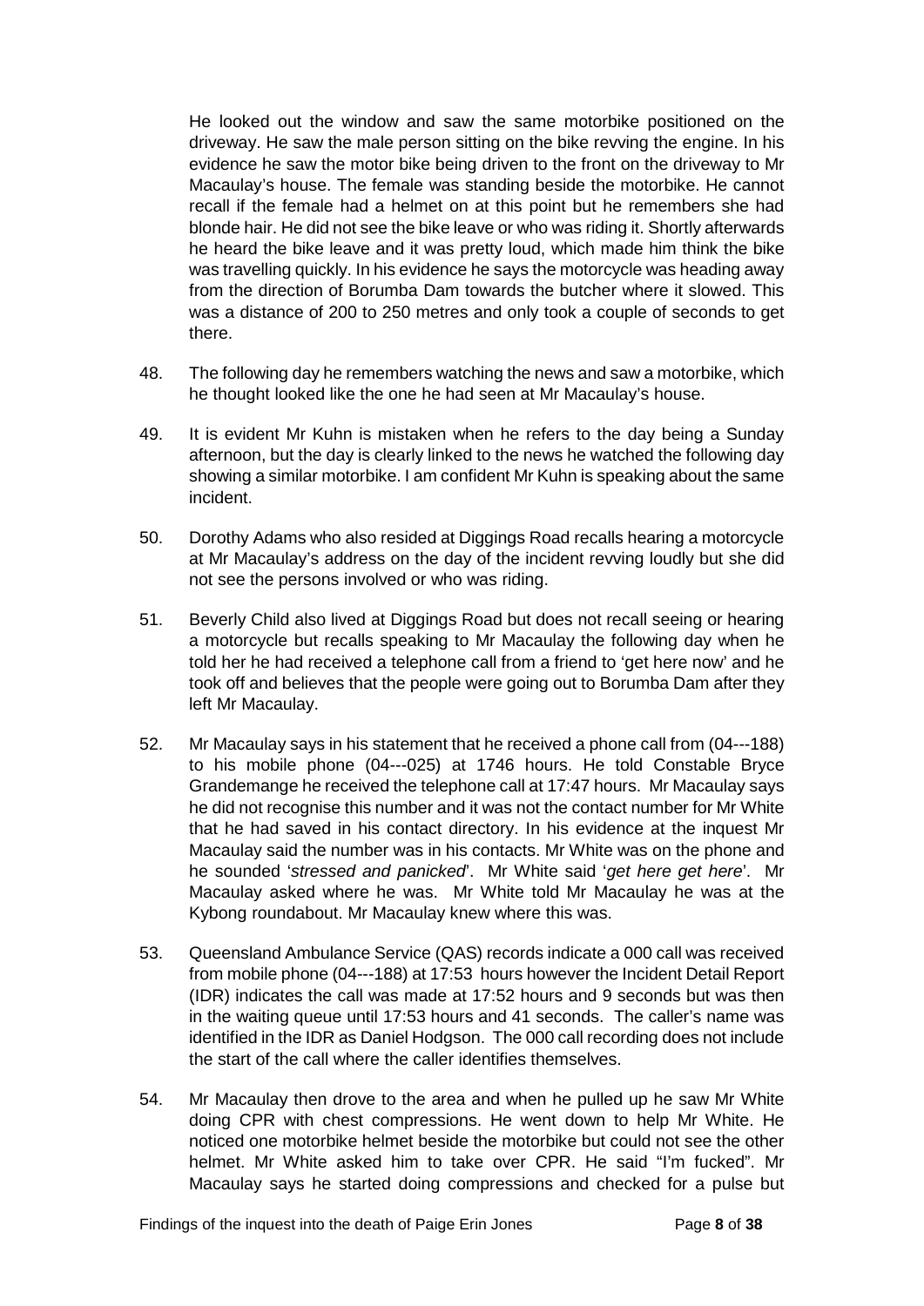He looked out the window and saw the same motorbike positioned on the driveway. He saw the male person sitting on the bike revving the engine. In his evidence he saw the motor bike being driven to the front on the driveway to Mr Macaulay's house. The female was standing beside the motorbike. He cannot recall if the female had a helmet on at this point but he remembers she had blonde hair. He did not see the bike leave or who was riding it. Shortly afterwards he heard the bike leave and it was pretty loud, which made him think the bike was travelling quickly. In his evidence he says the motorcycle was heading away from the direction of Borumba Dam towards the butcher where it slowed. This was a distance of 200 to 250 metres and only took a couple of seconds to get there.

48. The following day he remembers watching the news and saw a motorbike, which he thought looked like the one he had seen at Mr Macaulay's house.

49. It is evident Mr Kuhn is mistaken when he refers to the day being a Sunday afternoon, but the day is clearly linked to the news he watched the following day showing a similar motorbike. I am confident Mr Kuhn is speaking about the same incident.

50. Dorothy Adams who also resided at Diggings Road recalls hearing a motorcycle at Mr Macaulay's address on the day of the incident revving loudly but she did not see the persons involved or who was riding.

51. Beverly Child also lived at Diggings Road but does not recall seeing or hearing a motorcycle but recalls speaking to Mr Macaulay the following day when he told her he had received a telephone call from a friend to 'get here now' and he took off and believes that the people were going out to Borumba Dam after they left Mr Macaulay.

52. Mr Macaulay says in his statement that he received a phone call from (04---188) to his mobile phone (04---025) at 1746 hours. He told Constable Bryce Grandemange he received the telephone call at 17:47 hours. Mr Macaulay says he did not recognise this number and it was not the contact number for Mr White that he had saved in his contact directory. In his evidence at the inquest Mr Macaulay said the number was in his contacts. Mr White was on the phone and he sounded '*stressed and panicked*'. Mr White said '*get here get here*'. Mr Macaulay asked where he was. Mr White told Mr Macaulay he was at the Kybong roundabout. Mr Macaulay knew where this was.

53. Queensland Ambulance Service (QAS) records indicate a 000 call was received from mobile phone (04---188) at 17:53 hours however the Incident Detail Report (IDR) indicates the call was made at 17:52 hours and 9 seconds but was then in the waiting queue until 17:53 hours and 41 seconds. The caller's name was identified in the IDR as Daniel Hodgson. The 000 call recording does not include the start of the call where the caller identifies themselves.

54. Mr Macaulay then drove to the area and when he pulled up he saw Mr White doing CPR with chest compressions. He went down to help Mr White. He noticed one motorbike helmet beside the motorbike but could not see the other helmet. Mr White asked him to take over CPR. He said "I'm fucked". Mr Macaulay says he started doing compressions and checked for a pulse but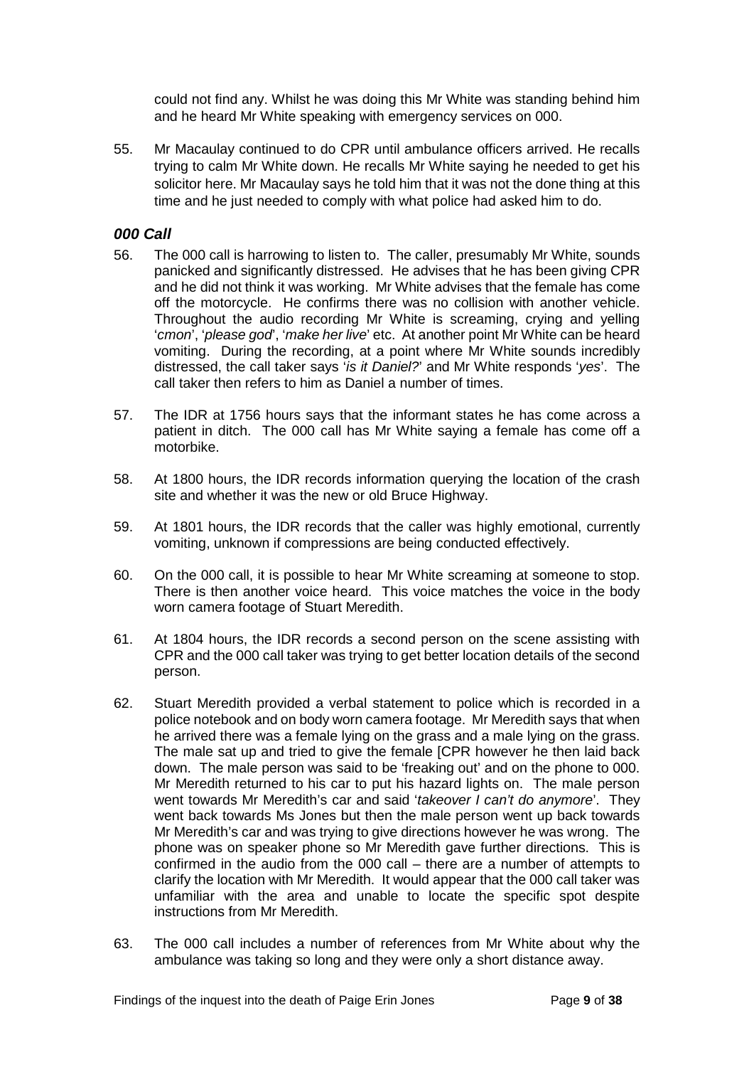could not find any. Whilst he was doing this Mr White was standing behind him and he heard Mr White speaking with emergency services on 000.

55. Mr Macaulay continued to do CPR until ambulance officers arrived. He recalls trying to calm Mr White down. He recalls Mr White saying he needed to get his solicitor here. Mr Macaulay says he told him that it was not the done thing at this time and he just needed to comply with what police had asked him to do.

### *000 Call*

56. The 000 call is harrowing to listen to. The caller, presumably Mr White, sounds panicked and significantly distressed. He advises that he has been giving CPR and he did not think it was working. Mr White advises that the female has come off the motorcycle. He confirms there was no collision with another vehicle. Throughout the audio recording Mr White is screaming, crying and yelling '*cmon*', '*please god*', '*make her live*' etc. At another point Mr White can be heard vomiting. During the recording, at a point where Mr White sounds incredibly distressed, the call taker says '*is it Daniel?*' and Mr White responds '*yes*'. The call taker then refers to him as Daniel a number of times.

57. The IDR at 1756 hours says that the informant states he has come across a patient in ditch. The 000 call has Mr White saying a female has come off a motorbike.

58. At 1800 hours, the IDR records information querying the location of the crash site and whether it was the new or old Bruce Highway.

59. At 1801 hours, the IDR records that the caller was highly emotional, currently vomiting, unknown if compressions are being conducted effectively.

60. On the 000 call, it is possible to hear Mr White screaming at someone to stop. There is then another voice heard. This voice matches the voice in the body worn camera footage of Stuart Meredith.

61. At 1804 hours, the IDR records a second person on the scene assisting with CPR and the 000 call taker was trying to get better location details of the second person.

62. Stuart Meredith provided a verbal statement to police which is recorded in a police notebook and on body worn camera footage. Mr Meredith says that when he arrived there was a female lying on the grass and a male lying on the grass. The male sat up and tried to give the female [CPR however he then laid back down. The male person was said to be 'freaking out' and on the phone to 000. Mr Meredith returned to his car to put his hazard lights on. The male person went towards Mr Meredith's car and said '*takeover I can't do anymore*'. They went back towards Ms Jones but then the male person went up back towards Mr Meredith's car and was trying to give directions however he was wrong. The phone was on speaker phone so Mr Meredith gave further directions. This is confirmed in the audio from the 000 call – there are a number of attempts to clarify the location with Mr Meredith. It would appear that the 000 call taker was unfamiliar with the area and unable to locate the specific spot despite instructions from Mr Meredith.

63. The 000 call includes a number of references from Mr White about why the ambulance was taking so long and they were only a short distance away.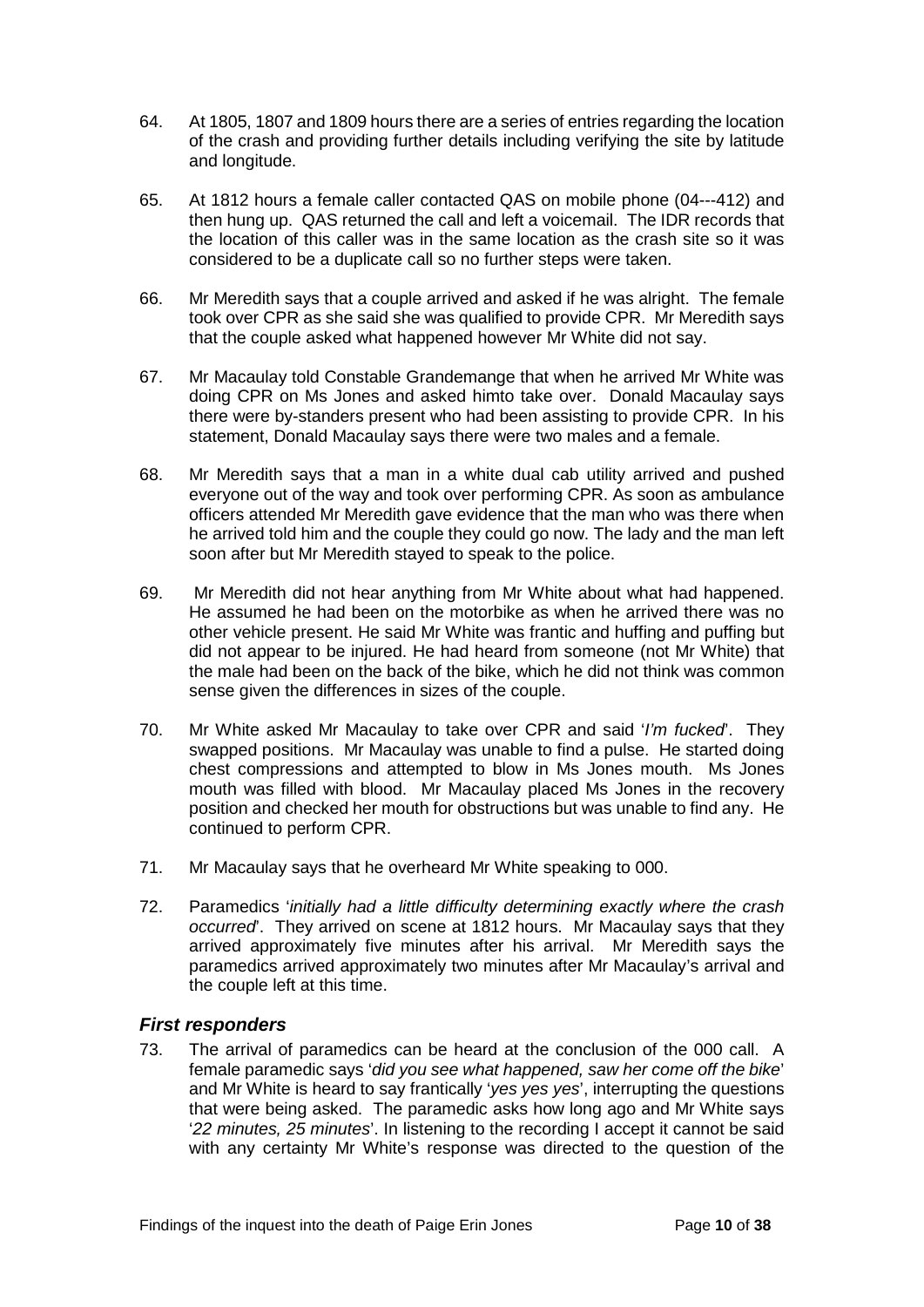64. At 1805, 1807 and 1809 hours there are a series of entries regarding the location of the crash and providing further details including verifying the site by latitude and longitude.

65. At 1812 hours a female caller contacted QAS on mobile phone (04---412) and then hung up. QAS returned the call and left a voicemail. The IDR records that the location of this caller was in the same location as the crash site so it was considered to be a duplicate call so no further steps were taken.

66. Mr Meredith says that a couple arrived and asked if he was alright. The female took over CPR as she said she was qualified to provide CPR. Mr Meredith says that the couple asked what happened however Mr White did not say.

67. Mr Macaulay told Constable Grandemange that when he arrived Mr White was doing CPR on Ms Jones and asked himto take over. Donald Macaulay says there were by-standers present who had been assisting to provide CPR. In his statement, Donald Macaulay says there were two males and a female.

68. Mr Meredith says that a man in a white dual cab utility arrived and pushed everyone out of the way and took over performing CPR. As soon as ambulance officers attended Mr Meredith gave evidence that the man who was there when he arrived told him and the couple they could go now. The lady and the man left soon after but Mr Meredith stayed to speak to the police.

69. Mr Meredith did not hear anything from Mr White about what had happened. He assumed he had been on the motorbike as when he arrived there was no other vehicle present. He said Mr White was frantic and huffing and puffing but did not appear to be injured. He had heard from someone (not Mr White) that the male had been on the back of the bike, which he did not think was common sense given the differences in sizes of the couple.

70. Mr White asked Mr Macaulay to take over CPR and said '*I'm fucked*'. They swapped positions. Mr Macaulay was unable to find a pulse. He started doing chest compressions and attempted to blow in Ms Jones mouth. Ms Jones mouth was filled with blood. Mr Macaulay placed Ms Jones in the recovery position and checked her mouth for obstructions but was unable to find any. He continued to perform CPR.

71. Mr Macaulay says that he overheard Mr White speaking to 000.

72. Paramedics '*initially had a little difficulty determining exactly where the crash occurred*'. They arrived on scene at 1812 hours. Mr Macaulay says that they arrived approximately five minutes after his arrival. Mr Meredith says the paramedics arrived approximately two minutes after Mr Macaulay's arrival and the couple left at this time.

### *First responders*

73. The arrival of paramedics can be heard at the conclusion of the 000 call. A female paramedic says '*did you see what happened, saw her come off the bike*' and Mr White is heard to say frantically '*yes yes yes*', interrupting the questions that were being asked. The paramedic asks how long ago and Mr White says '*22 minutes, 25 minutes*'. In listening to the recording I accept it cannot be said with any certainty Mr White's response was directed to the question of the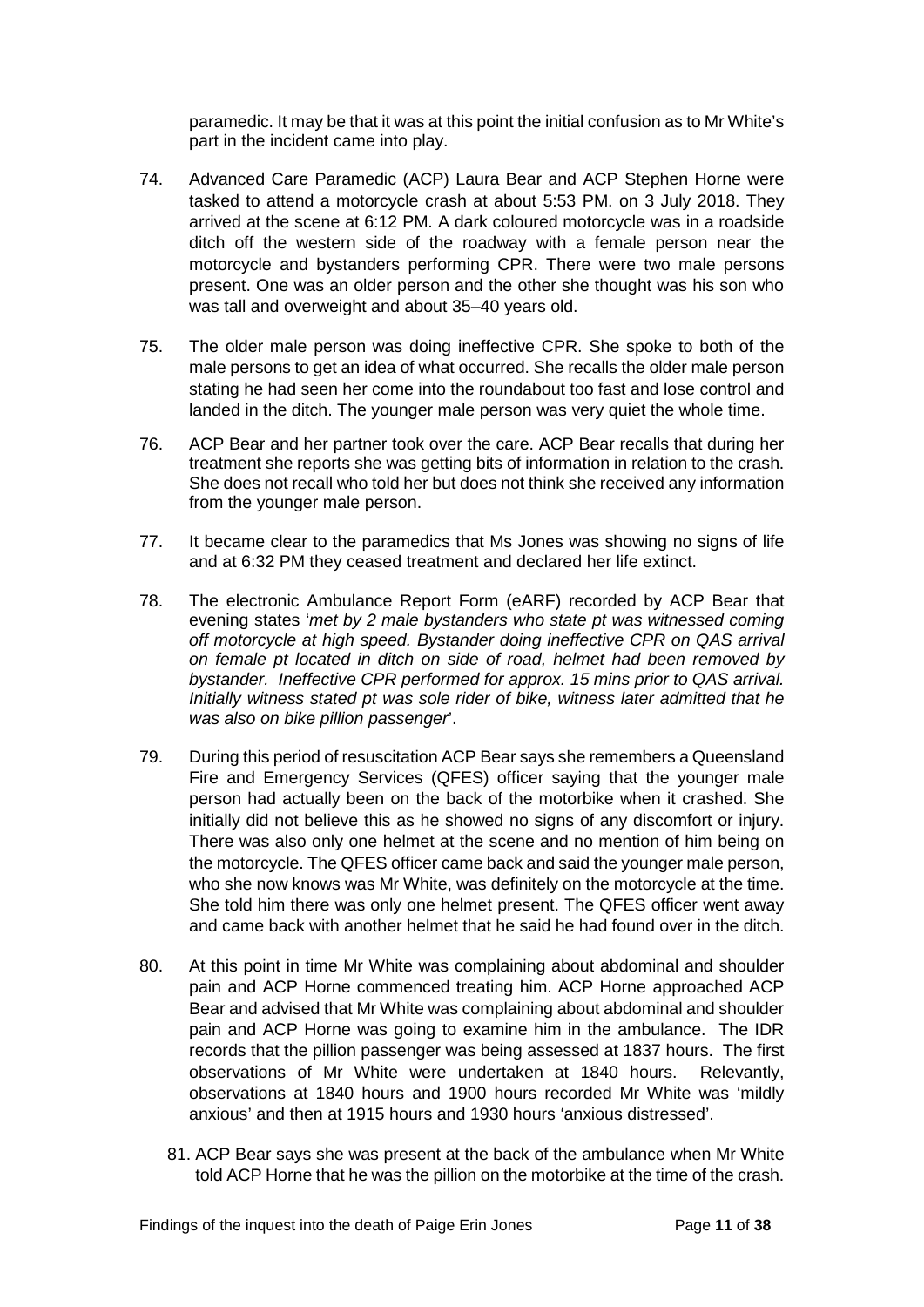paramedic. It may be that it was at this point the initial confusion as to Mr White's part in the incident came into play.

74. Advanced Care Paramedic (ACP) Laura Bear and ACP Stephen Horne were tasked to attend a motorcycle crash at about 5:53 PM. on 3 July 2018. They arrived at the scene at 6:12 PM. A dark coloured motorcycle was in a roadside ditch off the western side of the roadway with a female person near the motorcycle and bystanders performing CPR. There were two male persons present. One was an older person and the other she thought was his son who was tall and overweight and about 35–40 years old.

75. The older male person was doing ineffective CPR. She spoke to both of the male persons to get an idea of what occurred. She recalls the older male person stating he had seen her come into the roundabout too fast and lose control and landed in the ditch. The younger male person was very quiet the whole time.

76. ACP Bear and her partner took over the care. ACP Bear recalls that during her treatment she reports she was getting bits of information in relation to the crash. She does not recall who told her but does not think she received any information from the younger male person.

77. It became clear to the paramedics that Ms Jones was showing no signs of life and at 6:32 PM they ceased treatment and declared her life extinct.

78. The electronic Ambulance Report Form (eARF) recorded by ACP Bear that evening states '*met by 2 male bystanders who state pt was witnessed coming off motorcycle at high speed. Bystander doing ineffective CPR on QAS arrival on female pt located in ditch on side of road, helmet had been removed by bystander. Ineffective CPR performed for approx. 15 mins prior to QAS arrival. Initially witness stated pt was sole rider of bike, witness later admitted that he was also on bike pillion passenger*'.

79. During this period of resuscitation ACP Bear says she remembers a Queensland Fire and Emergency Services (QFES) officer saying that the younger male person had actually been on the back of the motorbike when it crashed. She initially did not believe this as he showed no signs of any discomfort or injury. There was also only one helmet at the scene and no mention of him being on the motorcycle. The QFES officer came back and said the younger male person, who she now knows was Mr White, was definitely on the motorcycle at the time. She told him there was only one helmet present. The QFES officer went away and came back with another helmet that he said he had found over in the ditch.

80. At this point in time Mr White was complaining about abdominal and shoulder pain and ACP Horne commenced treating him. ACP Horne approached ACP Bear and advised that Mr White was complaining about abdominal and shoulder pain and ACP Horne was going to examine him in the ambulance. The IDR records that the pillion passenger was being assessed at 1837 hours. The first observations of Mr White were undertaken at 1840 hours. Relevantly, observations at 1840 hours and 1900 hours recorded Mr White was 'mildly anxious' and then at 1915 hours and 1930 hours 'anxious distressed'.

81. ACP Bear says she was present at the back of the ambulance when Mr White told ACP Horne that he was the pillion on the motorbike at the time of the crash.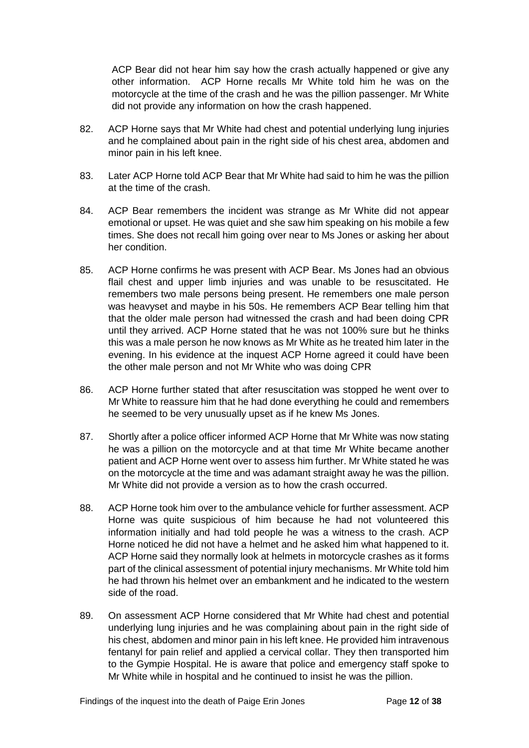ACP Bear did not hear him say how the crash actually happened or give any other information. ACP Horne recalls Mr White told him he was on the motorcycle at the time of the crash and he was the pillion passenger. Mr White did not provide any information on how the crash happened.

82. ACP Horne says that Mr White had chest and potential underlying lung injuries and he complained about pain in the right side of his chest area, abdomen and minor pain in his left knee.

83. Later ACP Horne told ACP Bear that Mr White had said to him he was the pillion at the time of the crash.

84. ACP Bear remembers the incident was strange as Mr White did not appear emotional or upset. He was quiet and she saw him speaking on his mobile a few times. She does not recall him going over near to Ms Jones or asking her about her condition.

85. ACP Horne confirms he was present with ACP Bear. Ms Jones had an obvious flail chest and upper limb injuries and was unable to be resuscitated. He remembers two male persons being present. He remembers one male person was heavyset and maybe in his 50s. He remembers ACP Bear telling him that that the older male person had witnessed the crash and had been doing CPR until they arrived. ACP Horne stated that he was not 100% sure but he thinks this was a male person he now knows as Mr White as he treated him later in the evening. In his evidence at the inquest ACP Horne agreed it could have been the other male person and not Mr White who was doing CPR

86. ACP Horne further stated that after resuscitation was stopped he went over to Mr White to reassure him that he had done everything he could and remembers he seemed to be very unusually upset as if he knew Ms Jones.

87. Shortly after a police officer informed ACP Horne that Mr White was now stating he was a pillion on the motorcycle and at that time Mr White became another patient and ACP Horne went over to assess him further. Mr White stated he was on the motorcycle at the time and was adamant straight away he was the pillion. Mr White did not provide a version as to how the crash occurred.

88. ACP Horne took him over to the ambulance vehicle for further assessment. ACP Horne was quite suspicious of him because he had not volunteered this information initially and had told people he was a witness to the crash. ACP Horne noticed he did not have a helmet and he asked him what happened to it. ACP Horne said they normally look at helmets in motorcycle crashes as it forms part of the clinical assessment of potential injury mechanisms. Mr White told him he had thrown his helmet over an embankment and he indicated to the western side of the road.

89. On assessment ACP Horne considered that Mr White had chest and potential underlying lung injuries and he was complaining about pain in the right side of his chest, abdomen and minor pain in his left knee. He provided him intravenous fentanyl for pain relief and applied a cervical collar. They then transported him to the Gympie Hospital. He is aware that police and emergency staff spoke to Mr White while in hospital and he continued to insist he was the pillion.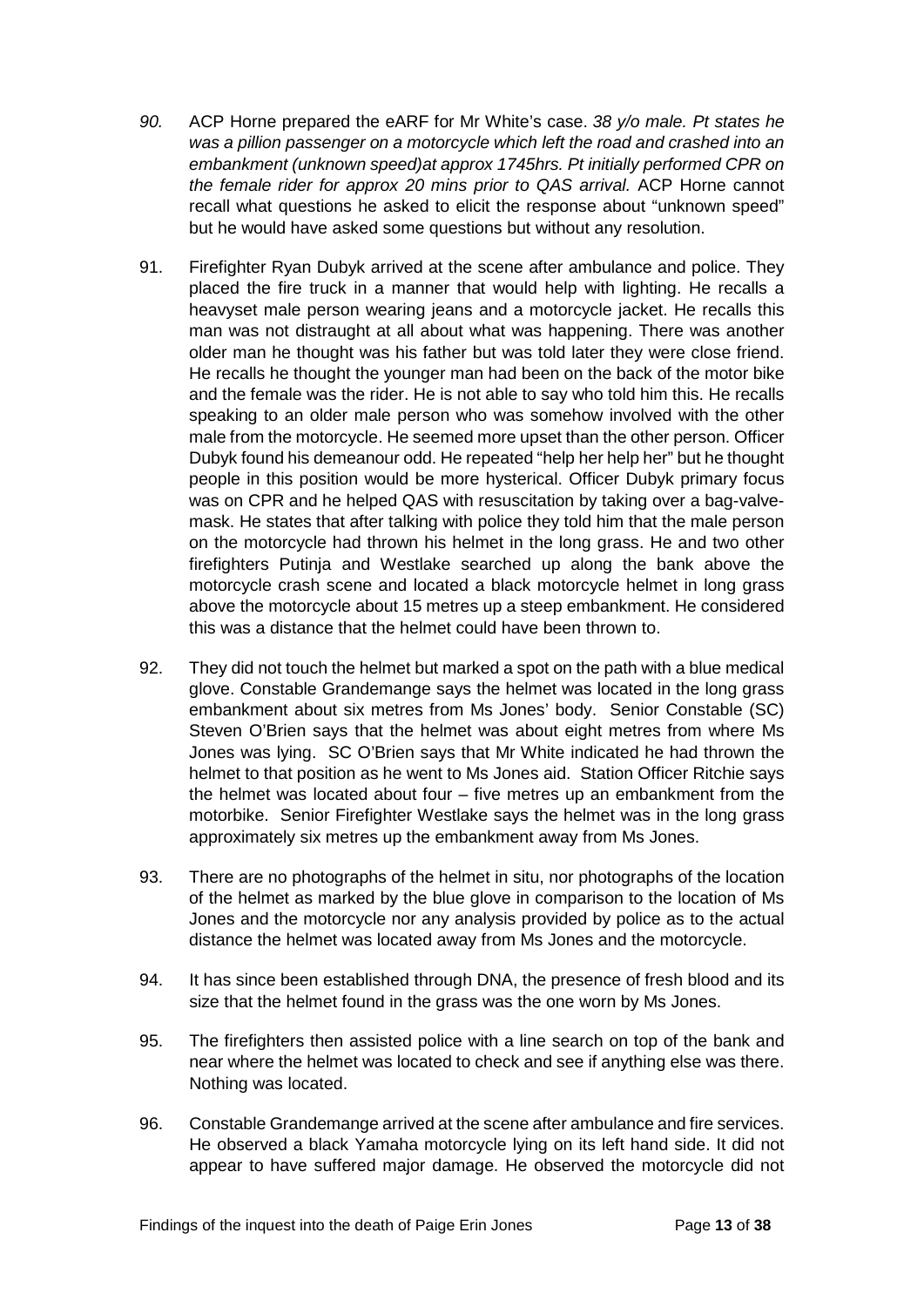*90.* ACP Horne prepared the eARF for Mr White's case. *38 y/o male. Pt states he was a pillion passenger on a motorcycle which left the road and crashed into an embankment (unknown speed)at approx 1745hrs. Pt initially performed CPR on the female rider for approx 20 mins prior to QAS arrival.* ACP Horne cannot recall what questions he asked to elicit the response about "unknown speed" but he would have asked some questions but without any resolution.

91. Firefighter Ryan Dubyk arrived at the scene after ambulance and police. They placed the fire truck in a manner that would help with lighting. He recalls a heavyset male person wearing jeans and a motorcycle jacket. He recalls this man was not distraught at all about what was happening. There was another older man he thought was his father but was told later they were close friend. He recalls he thought the younger man had been on the back of the motor bike and the female was the rider. He is not able to say who told him this. He recalls speaking to an older male person who was somehow involved with the other male from the motorcycle. He seemed more upset than the other person. Officer Dubyk found his demeanour odd. He repeated "help her help her" but he thought people in this position would be more hysterical. Officer Dubyk primary focus was on CPR and he helped QAS with resuscitation by taking over a bag-valve-mask. He states that after talking with police they told him that the male person on the motorcycle had thrown his helmet in the long grass. He and two other firefighters Putinja and Westlake searched up along the bank above the motorcycle crash scene and located a black motorcycle helmet in long grass above the motorcycle about 15 metres up a steep embankment. He considered this was a distance that the helmet could have been thrown to.

92. They did not touch the helmet but marked a spot on the path with a blue medical glove. Constable Grandemange says the helmet was located in the long grass embankment about six metres from Ms Jones' body. Senior Constable (SC) Steven O'Brien says that the helmet was about eight metres from where Ms Jones was lying. SC O'Brien says that Mr White indicated he had thrown the helmet to that position as he went to Ms Jones aid. Station Officer Ritchie says the helmet was located about four – five metres up an embankment from the motorbike. Senior Firefighter Westlake says the helmet was in the long grass approximately six metres up the embankment away from Ms Jones.

93. There are no photographs of the helmet in situ, nor photographs of the location of the helmet as marked by the blue glove in comparison to the location of Ms Jones and the motorcycle nor any analysis provided by police as to the actual distance the helmet was located away from Ms Jones and the motorcycle.

94. It has since been established through DNA, the presence of fresh blood and its size that the helmet found in the grass was the one worn by Ms Jones.

95. The firefighters then assisted police with a line search on top of the bank and near where the helmet was located to check and see if anything else was there. Nothing was located.

96. Constable Grandemange arrived at the scene after ambulance and fire services. He observed a black Yamaha motorcycle lying on its left hand side. It did not appear to have suffered major damage. He observed the motorcycle did not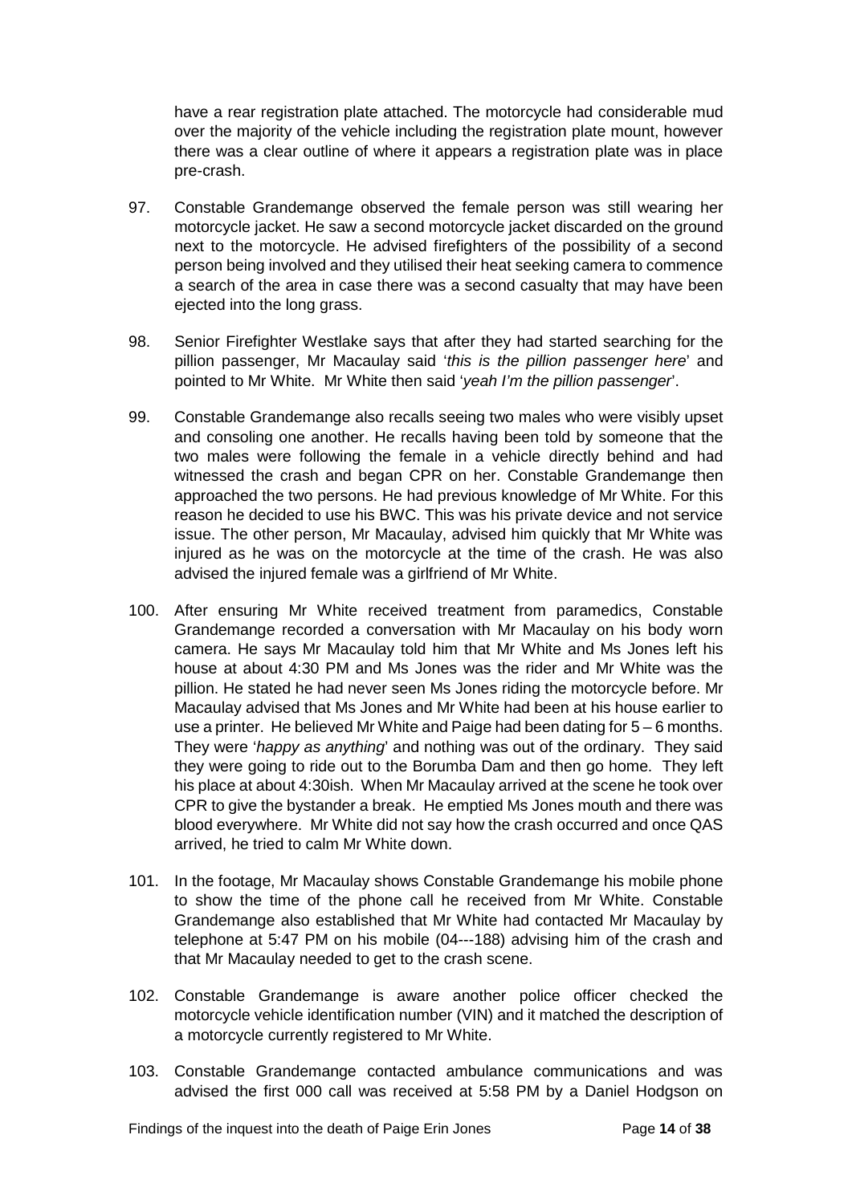have a rear registration plate attached. The motorcycle had considerable mud over the majority of the vehicle including the registration plate mount, however there was a clear outline of where it appears a registration plate was in place pre-crash.

97. Constable Grandemange observed the female person was still wearing her motorcycle jacket. He saw a second motorcycle jacket discarded on the ground next to the motorcycle. He advised firefighters of the possibility of a second person being involved and they utilised their heat seeking camera to commence a search of the area in case there was a second casualty that may have been ejected into the long grass.

98. Senior Firefighter Westlake says that after they had started searching for the pillion passenger, Mr Macaulay said '*this is the pillion passenger here*' and pointed to Mr White. Mr White then said '*yeah I'm the pillion passenger*'.

99. Constable Grandemange also recalls seeing two males who were visibly upset and consoling one another. He recalls having been told by someone that the two males were following the female in a vehicle directly behind and had witnessed the crash and began CPR on her. Constable Grandemange then approached the two persons. He had previous knowledge of Mr White. For this reason he decided to use his BWC. This was his private device and not service issue. The other person, Mr Macaulay, advised him quickly that Mr White was injured as he was on the motorcycle at the time of the crash. He was also advised the injured female was a girlfriend of Mr White.

100. After ensuring Mr White received treatment from paramedics, Constable Grandemange recorded a conversation with Mr Macaulay on his body worn camera. He says Mr Macaulay told him that Mr White and Ms Jones left his house at about 4:30 PM and Ms Jones was the rider and Mr White was the pillion. He stated he had never seen Ms Jones riding the motorcycle before. Mr Macaulay advised that Ms Jones and Mr White had been at his house earlier to use a printer. He believed Mr White and Paige had been dating for 5 – 6 months. They were '*happy as anything*' and nothing was out of the ordinary. They said they were going to ride out to the Borumba Dam and then go home. They left his place at about 4:30ish. When Mr Macaulay arrived at the scene he took over CPR to give the bystander a break. He emptied Ms Jones mouth and there was blood everywhere. Mr White did not say how the crash occurred and once QAS arrived, he tried to calm Mr White down.

101. In the footage, Mr Macaulay shows Constable Grandemange his mobile phone to show the time of the phone call he received from Mr White. Constable Grandemange also established that Mr White had contacted Mr Macaulay by telephone at 5:47 PM on his mobile (04---188) advising him of the crash and that Mr Macaulay needed to get to the crash scene.

102. Constable Grandemange is aware another police officer checked the motorcycle vehicle identification number (VIN) and it matched the description of a motorcycle currently registered to Mr White.

103. Constable Grandemange contacted ambulance communications and was advised the first 000 call was received at 5:58 PM by a Daniel Hodgson on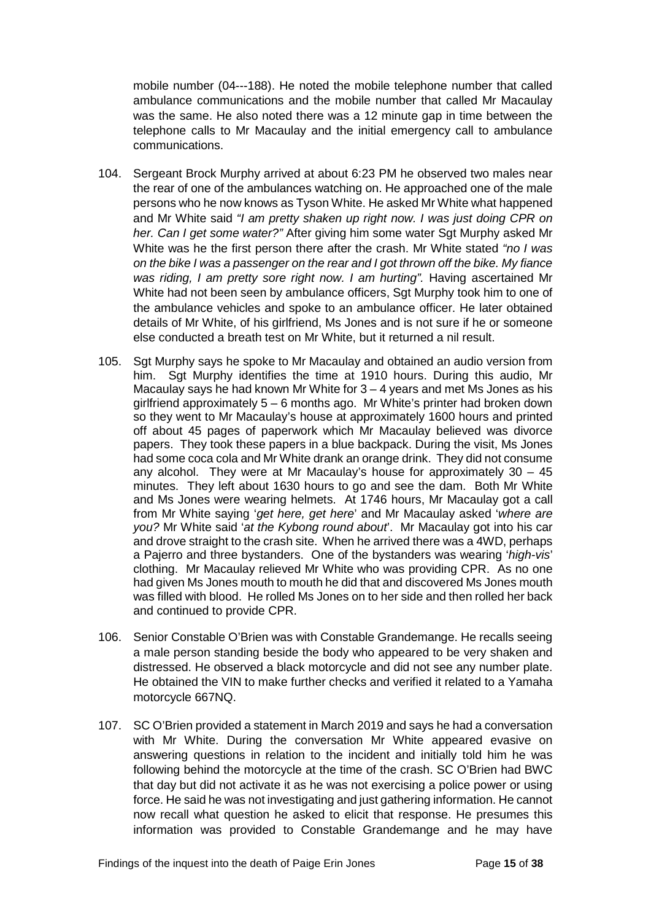mobile number (04---188). He noted the mobile telephone number that called ambulance communications and the mobile number that called Mr Macaulay was the same. He also noted there was a 12 minute gap in time between the telephone calls to Mr Macaulay and the initial emergency call to ambulance communications.

104. Sergeant Brock Murphy arrived at about 6:23 PM he observed two males near the rear of one of the ambulances watching on. He approached one of the male persons who he now knows as Tyson White. He asked Mr White what happened and Mr White said *"I am pretty shaken up right now. I was just doing CPR on her. Can I get some water?"* After giving him some water Sgt Murphy asked Mr White was he the first person there after the crash. Mr White stated *"no I was on the bike I was a passenger on the rear and I got thrown off the bike. My fiance was riding, I am pretty sore right now. I am hurting".* Having ascertained Mr White had not been seen by ambulance officers, Sgt Murphy took him to one of the ambulance vehicles and spoke to an ambulance officer. He later obtained details of Mr White, of his girlfriend, Ms Jones and is not sure if he or someone else conducted a breath test on Mr White, but it returned a nil result.

105. Sgt Murphy says he spoke to Mr Macaulay and obtained an audio version from him. Sgt Murphy identifies the time at 1910 hours. During this audio, Mr Macaulay says he had known Mr White for 3 – 4 years and met Ms Jones as his girlfriend approximately 5 – 6 months ago. Mr White's printer had broken down so they went to Mr Macaulay's house at approximately 1600 hours and printed off about 45 pages of paperwork which Mr Macaulay believed was divorce papers. They took these papers in a blue backpack. During the visit, Ms Jones had some coca cola and Mr White drank an orange drink. They did not consume any alcohol. They were at Mr Macaulay's house for approximately 30 – 45 minutes. They left about 1630 hours to go and see the dam. Both Mr White and Ms Jones were wearing helmets. At 1746 hours, Mr Macaulay got a call from Mr White saying '*get here, get here*' and Mr Macaulay asked '*where are you?* Mr White said '*at the Kybong round about*'. Mr Macaulay got into his car and drove straight to the crash site. When he arrived there was a 4WD, perhaps a Pajerro and three bystanders. One of the bystanders was wearing '*high-vis*' clothing. Mr Macaulay relieved Mr White who was providing CPR. As no one had given Ms Jones mouth to mouth he did that and discovered Ms Jones mouth was filled with blood. He rolled Ms Jones on to her side and then rolled her back and continued to provide CPR.

106. Senior Constable O'Brien was with Constable Grandemange. He recalls seeing a male person standing beside the body who appeared to be very shaken and distressed. He observed a black motorcycle and did not see any number plate. He obtained the VIN to make further checks and verified it related to a Yamaha motorcycle 667NQ.

107. SC O'Brien provided a statement in March 2019 and says he had a conversation with Mr White. During the conversation Mr White appeared evasive on answering questions in relation to the incident and initially told him he was following behind the motorcycle at the time of the crash. SC O'Brien had BWC that day but did not activate it as he was not exercising a police power or using force. He said he was not investigating and just gathering information. He cannot now recall what question he asked to elicit that response. He presumes this information was provided to Constable Grandemange and he may have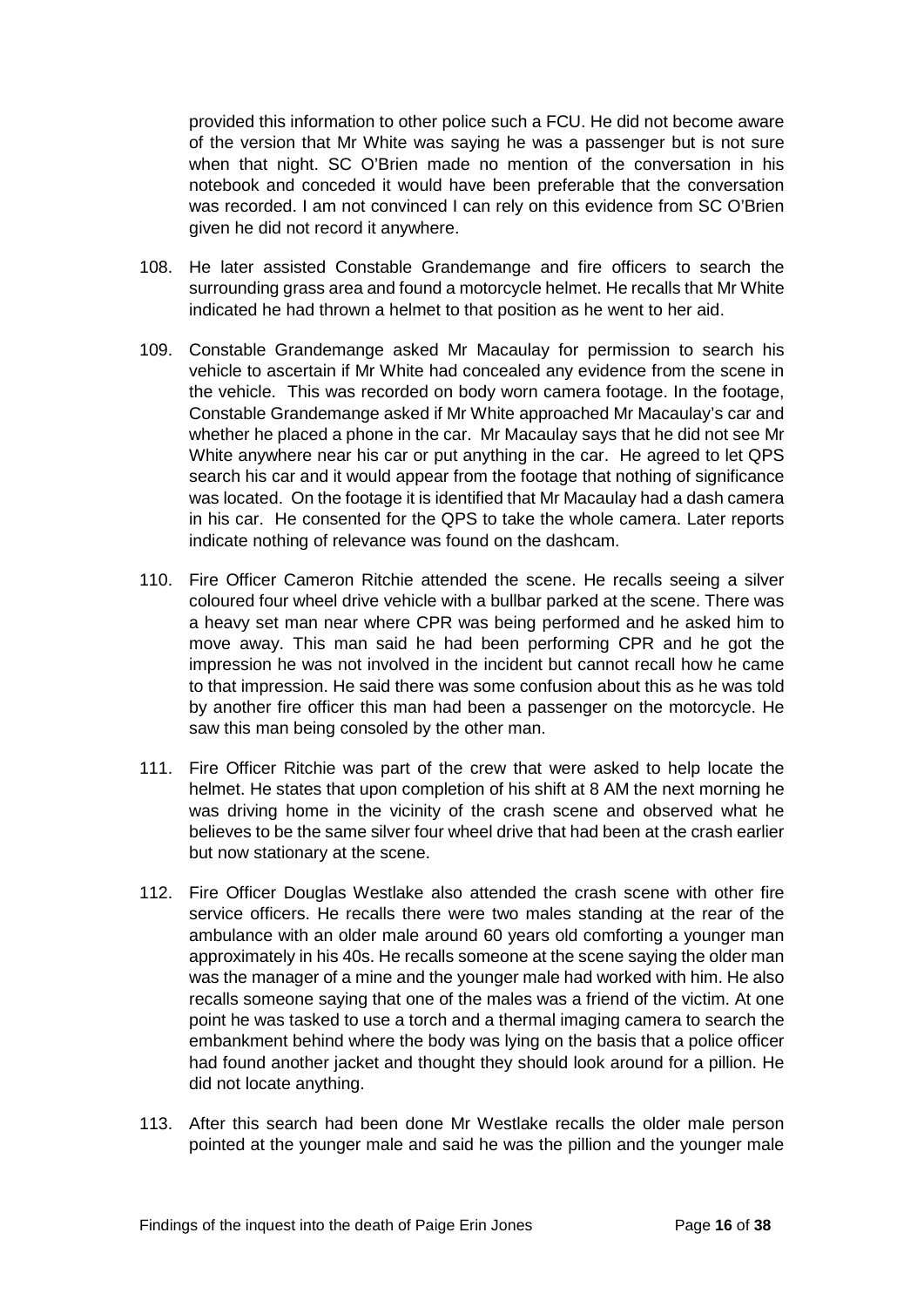provided this information to other police such a FCU. He did not become aware of the version that Mr White was saying he was a passenger but is not sure when that night. SC O'Brien made no mention of the conversation in his notebook and conceded it would have been preferable that the conversation was recorded. I am not convinced I can rely on this evidence from SC O'Brien given he did not record it anywhere.

108. He later assisted Constable Grandemange and fire officers to search the surrounding grass area and found a motorcycle helmet. He recalls that Mr White indicated he had thrown a helmet to that position as he went to her aid.

109. Constable Grandemange asked Mr Macaulay for permission to search his vehicle to ascertain if Mr White had concealed any evidence from the scene in the vehicle. This was recorded on body worn camera footage. In the footage, Constable Grandemange asked if Mr White approached Mr Macaulay's car and whether he placed a phone in the car. Mr Macaulay says that he did not see Mr White anywhere near his car or put anything in the car. He agreed to let QPS search his car and it would appear from the footage that nothing of significance was located. On the footage it is identified that Mr Macaulay had a dash camera in his car. He consented for the QPS to take the whole camera. Later reports indicate nothing of relevance was found on the dashcam.

110. Fire Officer Cameron Ritchie attended the scene. He recalls seeing a silver coloured four wheel drive vehicle with a bullbar parked at the scene. There was a heavy set man near where CPR was being performed and he asked him to move away. This man said he had been performing CPR and he got the impression he was not involved in the incident but cannot recall how he came to that impression. He said there was some confusion about this as he was told by another fire officer this man had been a passenger on the motorcycle. He saw this man being consoled by the other man.

111. Fire Officer Ritchie was part of the crew that were asked to help locate the helmet. He states that upon completion of his shift at 8 AM the next morning he was driving home in the vicinity of the crash scene and observed what he believes to be the same silver four wheel drive that had been at the crash earlier but now stationary at the scene.

112. Fire Officer Douglas Westlake also attended the crash scene with other fire service officers. He recalls there were two males standing at the rear of the ambulance with an older male around 60 years old comforting a younger man approximately in his 40s. He recalls someone at the scene saying the older man was the manager of a mine and the younger male had worked with him. He also recalls someone saying that one of the males was a friend of the victim. At one point he was tasked to use a torch and a thermal imaging camera to search the embankment behind where the body was lying on the basis that a police officer had found another jacket and thought they should look around for a pillion. He did not locate anything.

113. After this search had been done Mr Westlake recalls the older male person pointed at the younger male and said he was the pillion and the younger male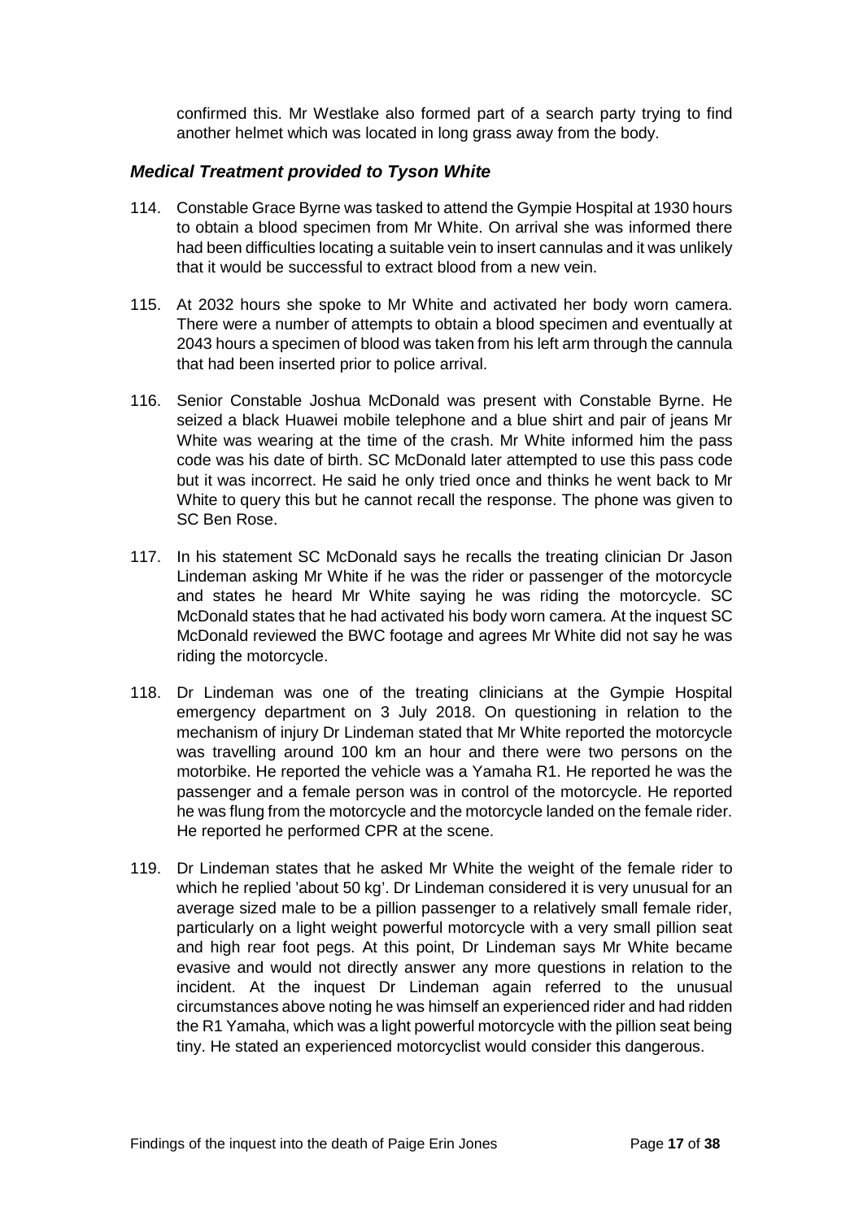confirmed this. Mr Westlake also formed part of a search party trying to find another helmet which was located in long grass away from the body.

### *Medical Treatment provided to Tyson White*

114. Constable Grace Byrne was tasked to attend the Gympie Hospital at 1930 hours to obtain a blood specimen from Mr White. On arrival she was informed there had been difficulties locating a suitable vein to insert cannulas and it was unlikely that it would be successful to extract blood from a new vein.

115. At 2032 hours she spoke to Mr White and activated her body worn camera. There were a number of attempts to obtain a blood specimen and eventually at 2043 hours a specimen of blood was taken from his left arm through the cannula that had been inserted prior to police arrival.

116. Senior Constable Joshua McDonald was present with Constable Byrne. He seized a black Huawei mobile telephone and a blue shirt and pair of jeans Mr White was wearing at the time of the crash. Mr White informed him the pass code was his date of birth. SC McDonald later attempted to use this pass code but it was incorrect. He said he only tried once and thinks he went back to Mr White to query this but he cannot recall the response. The phone was given to SC Ben Rose.

117. In his statement SC McDonald says he recalls the treating clinician Dr Jason Lindeman asking Mr White if he was the rider or passenger of the motorcycle and states he heard Mr White saying he was riding the motorcycle. SC McDonald states that he had activated his body worn camera. At the inquest SC McDonald reviewed the BWC footage and agrees Mr White did not say he was riding the motorcycle.

118. Dr Lindeman was one of the treating clinicians at the Gympie Hospital emergency department on 3 July 2018. On questioning in relation to the mechanism of injury Dr Lindeman stated that Mr White reported the motorcycle was travelling around 100 km an hour and there were two persons on the motorbike. He reported the vehicle was a Yamaha R1. He reported he was the passenger and a female person was in control of the motorcycle. He reported he was flung from the motorcycle and the motorcycle landed on the female rider. He reported he performed CPR at the scene.

119. Dr Lindeman states that he asked Mr White the weight of the female rider to which he replied 'about 50 kg'. Dr Lindeman considered it is very unusual for an average sized male to be a pillion passenger to a relatively small female rider, particularly on a light weight powerful motorcycle with a very small pillion seat and high rear foot pegs. At this point, Dr Lindeman says Mr White became evasive and would not directly answer any more questions in relation to the incident. At the inquest Dr Lindeman again referred to the unusual circumstances above noting he was himself an experienced rider and had ridden the R1 Yamaha, which was a light powerful motorcycle with the pillion seat being tiny. He stated an experienced motorcyclist would consider this dangerous.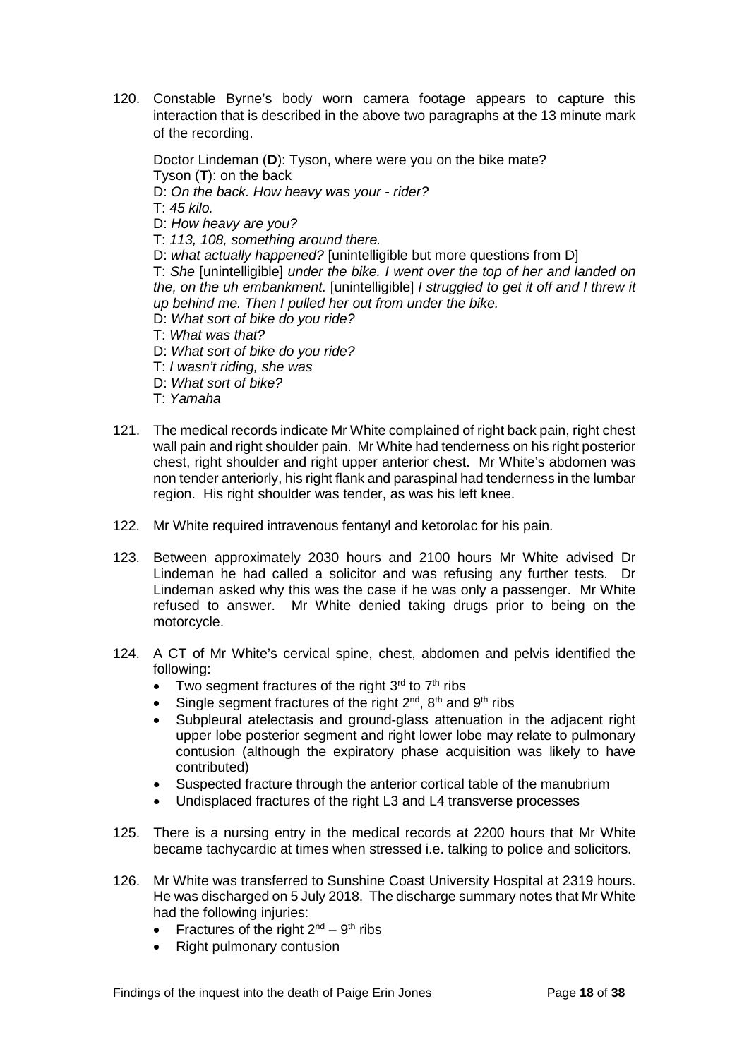120. Constable Byrne's body worn camera footage appears to capture this interaction that is described in the above two paragraphs at the 13 minute mark of the recording.

    Doctor Lindeman (**D**): Tyson, where were you on the bike mate?
    Tyson (**T**): on the back
    D: *On the back. How heavy was your - rider?*
    T: *45 kilo.*
    D: *How heavy are you?*
    T: *113, 108, something around there.*
    D: *what actually happened?* [unintelligible but more questions from D]
    T: *She* [unintelligible] *under the bike. I went over the top of her and landed on the, on the uh embankment.* [unintelligible] *I struggled to get it off and I threw it up behind me. Then I pulled her out from under the bike.*
    D: *What sort of bike do you ride?*
    T: *What was that?*
    D: *What sort of bike do you ride?*
    T: *I wasn't riding, she was*
    D: *What sort of bike?*
    T: *Yamaha*

121. The medical records indicate Mr White complained of right back pain, right chest wall pain and right shoulder pain. Mr White had tenderness on his right posterior chest, right shoulder and right upper anterior chest. Mr White's abdomen was non tender anteriorly, his right flank and paraspinal had tenderness in the lumbar region. His right shoulder was tender, as was his left knee.

122. Mr White required intravenous fentanyl and ketorolac for his pain.

123. Between approximately 2030 hours and 2100 hours Mr White advised Dr Lindeman he had called a solicitor and was refusing any further tests. Dr Lindeman asked why this was the case if he was only a passenger. Mr White refused to answer. Mr White denied taking drugs prior to being on the motorcycle.

124. A CT of Mr White's cervical spine, chest, abdomen and pelvis identified the following:
    - Two segment fractures of the right 3rd to 7th ribs
    - Single segment fractures of the right 2nd, 8th and 9th ribs
    - Subpleural atelectasis and ground-glass attenuation in the adjacent right upper lobe posterior segment and right lower lobe may relate to pulmonary contusion (although the expiratory phase acquisition was likely to have contributed)
    - Suspected fracture through the anterior cortical table of the manubrium
    - Undisplaced fractures of the right L3 and L4 transverse processes

125. There is a nursing entry in the medical records at 2200 hours that Mr White became tachycardic at times when stressed i.e. talking to police and solicitors.

126. Mr White was transferred to Sunshine Coast University Hospital at 2319 hours. He was discharged on 5 July 2018. The discharge summary notes that Mr White had the following injuries:
    - Fractures of the right 2nd – 9th ribs
    - Right pulmonary contusion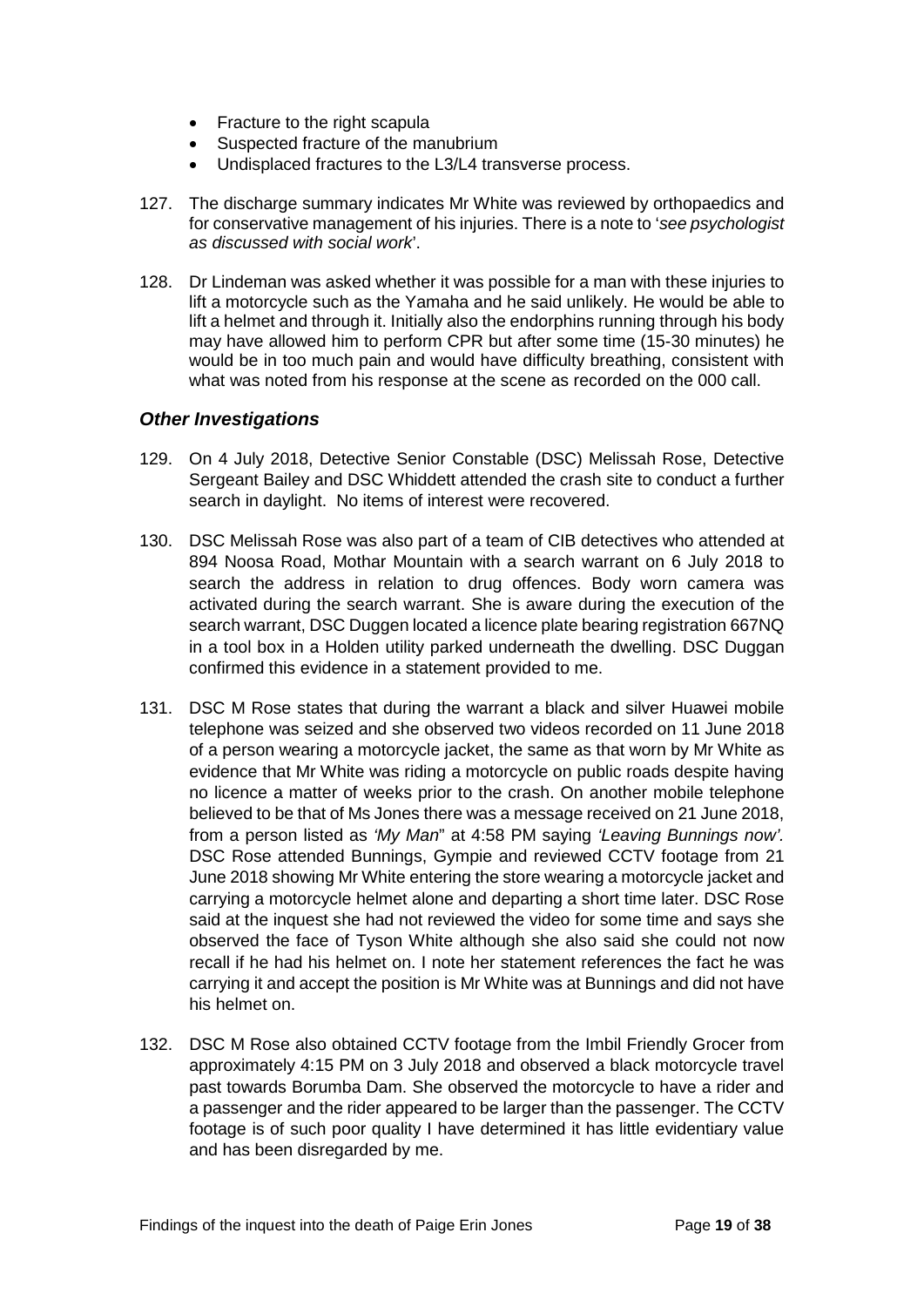- Fracture to the right scapula
- Suspected fracture of the manubrium
- Undisplaced fractures to the L3/L4 transverse process.

127. The discharge summary indicates Mr White was reviewed by orthopaedics and for conservative management of his injuries. There is a note to '*see psychologist as discussed with social work*'.

128. Dr Lindeman was asked whether it was possible for a man with these injuries to lift a motorcycle such as the Yamaha and he said unlikely. He would be able to lift a helmet and through it. Initially also the endorphins running through his body may have allowed him to perform CPR but after some time (15-30 minutes) he would be in too much pain and would have difficulty breathing, consistent with what was noted from his response at the scene as recorded on the 000 call.

### *Other Investigations*

129. On 4 July 2018, Detective Senior Constable (DSC) Melissah Rose, Detective Sergeant Bailey and DSC Whiddett attended the crash site to conduct a further search in daylight. No items of interest were recovered.

130. DSC Melissah Rose was also part of a team of CIB detectives who attended at 894 Noosa Road, Mothar Mountain with a search warrant on 6 July 2018 to search the address in relation to drug offences. Body worn camera was activated during the search warrant. She is aware during the execution of the search warrant, DSC Duggen located a licence plate bearing registration 667NQ in a tool box in a Holden utility parked underneath the dwelling. DSC Duggan confirmed this evidence in a statement provided to me.

131. DSC M Rose states that during the warrant a black and silver Huawei mobile telephone was seized and she observed two videos recorded on 11 June 2018 of a person wearing a motorcycle jacket, the same as that worn by Mr White as evidence that Mr White was riding a motorcycle on public roads despite having no licence a matter of weeks prior to the crash. On another mobile telephone believed to be that of Ms Jones there was a message received on 21 June 2018, from a person listed as *'My Man*" at 4:58 PM saying *'Leaving Bunnings now'*. DSC Rose attended Bunnings, Gympie and reviewed CCTV footage from 21 June 2018 showing Mr White entering the store wearing a motorcycle jacket and carrying a motorcycle helmet alone and departing a short time later. DSC Rose said at the inquest she had not reviewed the video for some time and says she observed the face of Tyson White although she also said she could not now recall if he had his helmet on. I note her statement references the fact he was carrying it and accept the position is Mr White was at Bunnings and did not have his helmet on.

132. DSC M Rose also obtained CCTV footage from the Imbil Friendly Grocer from approximately 4:15 PM on 3 July 2018 and observed a black motorcycle travel past towards Borumba Dam. She observed the motorcycle to have a rider and a passenger and the rider appeared to be larger than the passenger. The CCTV footage is of such poor quality I have determined it has little evidentiary value and has been disregarded by me.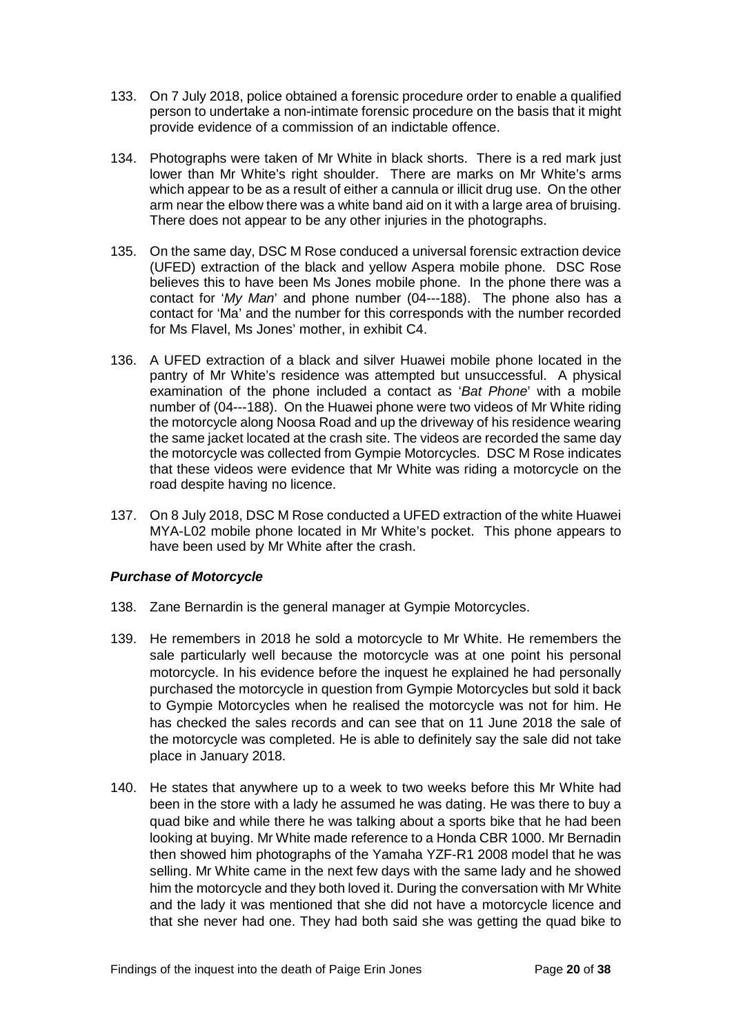133. On 7 July 2018, police obtained a forensic procedure order to enable a qualified person to undertake a non-intimate forensic procedure on the basis that it might provide evidence of a commission of an indictable offence.

134. Photographs were taken of Mr White in black shorts. There is a red mark just lower than Mr White's right shoulder. There are marks on Mr White's arms which appear to be as a result of either a cannula or illicit drug use. On the other arm near the elbow there was a white band aid on it with a large area of bruising. There does not appear to be any other injuries in the photographs.

135. On the same day, DSC M Rose conduced a universal forensic extraction device (UFED) extraction of the black and yellow Aspera mobile phone. DSC Rose believes this to have been Ms Jones mobile phone. In the phone there was a contact for '*My Man*' and phone number (04---188). The phone also has a contact for 'Ma' and the number for this corresponds with the number recorded for Ms Flavel, Ms Jones' mother, in exhibit C4.

136. A UFED extraction of a black and silver Huawei mobile phone located in the pantry of Mr White's residence was attempted but unsuccessful. A physical examination of the phone included a contact as '*Bat Phone*' with a mobile number of (04---188). On the Huawei phone were two videos of Mr White riding the motorcycle along Noosa Road and up the driveway of his residence wearing the same jacket located at the crash site. The videos are recorded the same day the motorcycle was collected from Gympie Motorcycles. DSC M Rose indicates that these videos were evidence that Mr White was riding a motorcycle on the road despite having no licence.

137. On 8 July 2018, DSC M Rose conducted a UFED extraction of the white Huawei MYA-L02 mobile phone located in Mr White's pocket. This phone appears to have been used by Mr White after the crash.

### ***Purchase of Motorcycle***

138. Zane Bernardin is the general manager at Gympie Motorcycles.

139. He remembers in 2018 he sold a motorcycle to Mr White. He remembers the sale particularly well because the motorcycle was at one point his personal motorcycle. In his evidence before the inquest he explained he had personally purchased the motorcycle in question from Gympie Motorcycles but sold it back to Gympie Motorcycles when he realised the motorcycle was not for him. He has checked the sales records and can see that on 11 June 2018 the sale of the motorcycle was completed. He is able to definitely say the sale did not take place in January 2018.

140. He states that anywhere up to a week to two weeks before this Mr White had been in the store with a lady he assumed he was dating. He was there to buy a quad bike and while there he was talking about a sports bike that he had been looking at buying. Mr White made reference to a Honda CBR 1000. Mr Bernadin then showed him photographs of the Yamaha YZF-R1 2008 model that he was selling. Mr White came in the next few days with the same lady and he showed him the motorcycle and they both loved it. During the conversation with Mr White and the lady it was mentioned that she did not have a motorcycle licence and that she never had one. They had both said she was getting the quad bike to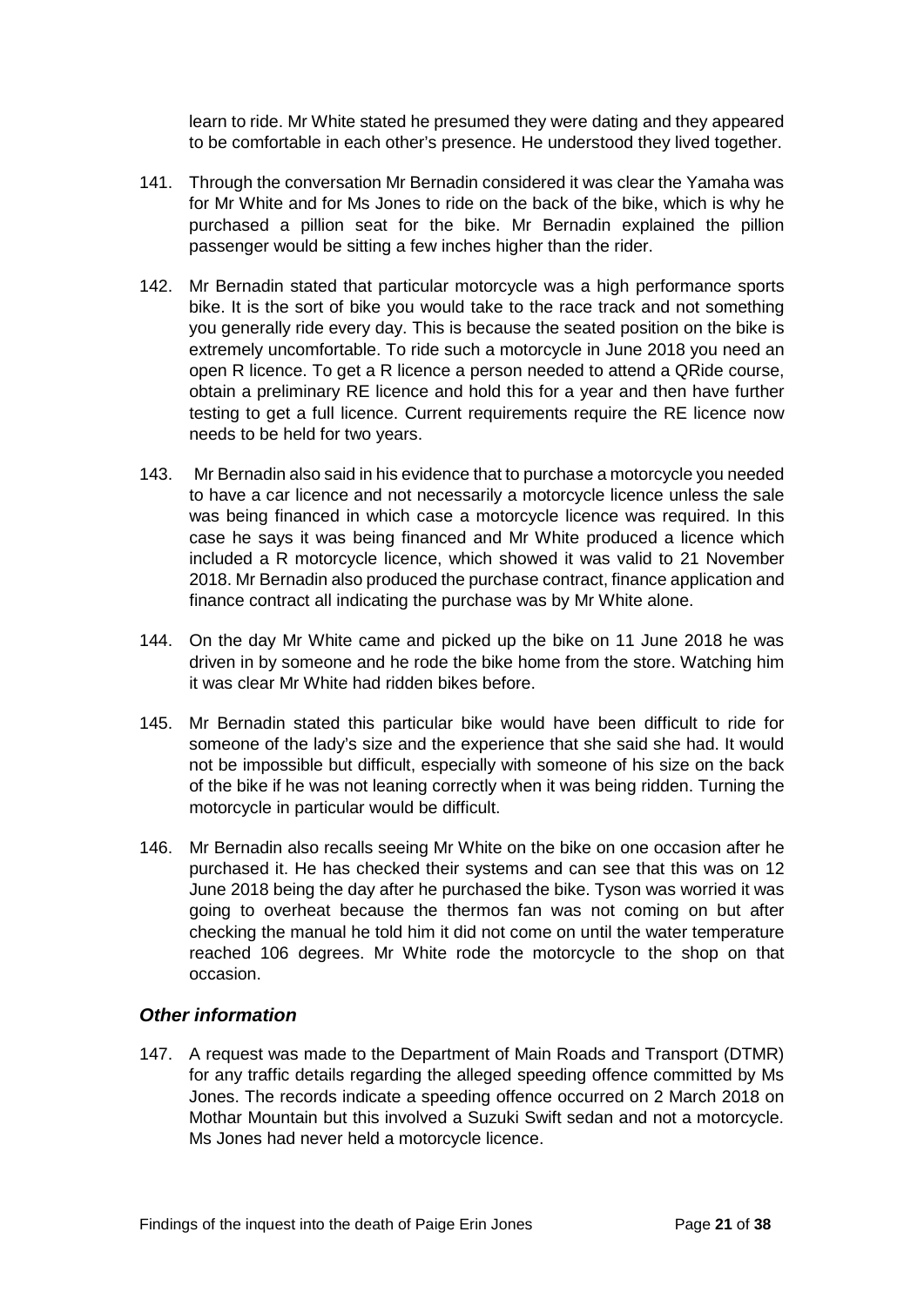learn to ride. Mr White stated he presumed they were dating and they appeared to be comfortable in each other's presence. He understood they lived together.

141. Through the conversation Mr Bernadin considered it was clear the Yamaha was for Mr White and for Ms Jones to ride on the back of the bike, which is why he purchased a pillion seat for the bike. Mr Bernadin explained the pillion passenger would be sitting a few inches higher than the rider.

142. Mr Bernadin stated that particular motorcycle was a high performance sports bike. It is the sort of bike you would take to the race track and not something you generally ride every day. This is because the seated position on the bike is extremely uncomfortable. To ride such a motorcycle in June 2018 you need an open R licence. To get a R licence a person needed to attend a QRide course, obtain a preliminary RE licence and hold this for a year and then have further testing to get a full licence. Current requirements require the RE licence now needs to be held for two years.

143. Mr Bernadin also said in his evidence that to purchase a motorcycle you needed to have a car licence and not necessarily a motorcycle licence unless the sale was being financed in which case a motorcycle licence was required. In this case he says it was being financed and Mr White produced a licence which included a R motorcycle licence, which showed it was valid to 21 November 2018. Mr Bernadin also produced the purchase contract, finance application and finance contract all indicating the purchase was by Mr White alone.

144. On the day Mr White came and picked up the bike on 11 June 2018 he was driven in by someone and he rode the bike home from the store. Watching him it was clear Mr White had ridden bikes before.

145. Mr Bernadin stated this particular bike would have been difficult to ride for someone of the lady's size and the experience that she said she had. It would not be impossible but difficult, especially with someone of his size on the back of the bike if he was not leaning correctly when it was being ridden. Turning the motorcycle in particular would be difficult.

146. Mr Bernadin also recalls seeing Mr White on the bike on one occasion after he purchased it. He has checked their systems and can see that this was on 12 June 2018 being the day after he purchased the bike. Tyson was worried it was going to overheat because the thermos fan was not coming on but after checking the manual he told him it did not come on until the water temperature reached 106 degrees. Mr White rode the motorcycle to the shop on that occasion.

### *Other information*

147. A request was made to the Department of Main Roads and Transport (DTMR) for any traffic details regarding the alleged speeding offence committed by Ms Jones. The records indicate a speeding offence occurred on 2 March 2018 on Mothar Mountain but this involved a Suzuki Swift sedan and not a motorcycle. Ms Jones had never held a motorcycle licence.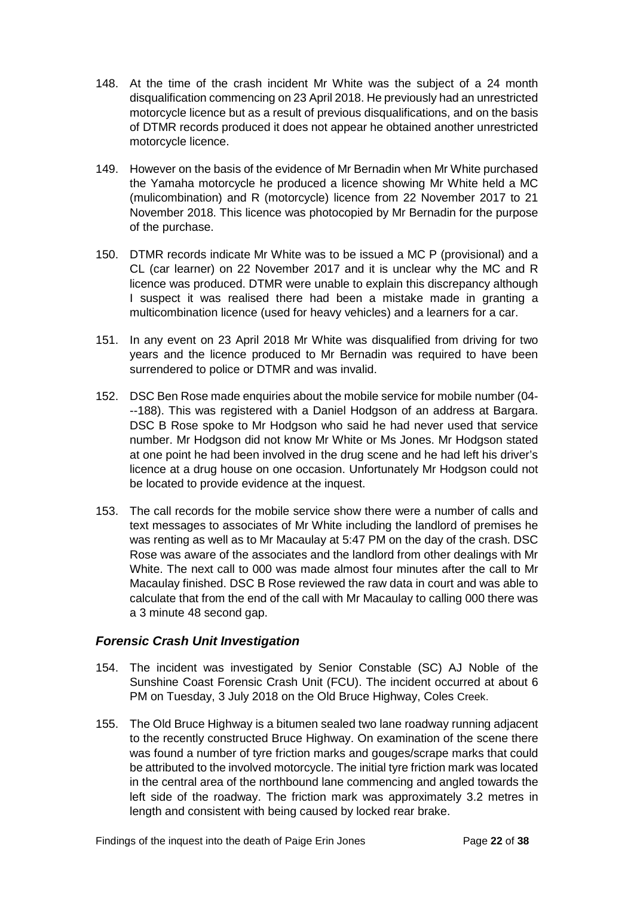148. At the time of the crash incident Mr White was the subject of a 24 month disqualification commencing on 23 April 2018. He previously had an unrestricted motorcycle licence but as a result of previous disqualifications, and on the basis of DTMR records produced it does not appear he obtained another unrestricted motorcycle licence.

149. However on the basis of the evidence of Mr Bernadin when Mr White purchased the Yamaha motorcycle he produced a licence showing Mr White held a MC (mulicombination) and R (motorcycle) licence from 22 November 2017 to 21 November 2018. This licence was photocopied by Mr Bernadin for the purpose of the purchase.

150. DTMR records indicate Mr White was to be issued a MC P (provisional) and a CL (car learner) on 22 November 2017 and it is unclear why the MC and R licence was produced. DTMR were unable to explain this discrepancy although I suspect it was realised there had been a mistake made in granting a multicombination licence (used for heavy vehicles) and a learners for a car.

151. In any event on 23 April 2018 Mr White was disqualified from driving for two years and the licence produced to Mr Bernadin was required to have been surrendered to police or DTMR and was invalid.

152. DSC Ben Rose made enquiries about the mobile service for mobile number (04---188). This was registered with a Daniel Hodgson of an address at Bargara. DSC B Rose spoke to Mr Hodgson who said he had never used that service number. Mr Hodgson did not know Mr White or Ms Jones. Mr Hodgson stated at one point he had been involved in the drug scene and he had left his driver's licence at a drug house on one occasion. Unfortunately Mr Hodgson could not be located to provide evidence at the inquest.

153. The call records for the mobile service show there were a number of calls and text messages to associates of Mr White including the landlord of premises he was renting as well as to Mr Macaulay at 5:47 PM on the day of the crash. DSC Rose was aware of the associates and the landlord from other dealings with Mr White. The next call to 000 was made almost four minutes after the call to Mr Macaulay finished. DSC B Rose reviewed the raw data in court and was able to calculate that from the end of the call with Mr Macaulay to calling 000 there was a 3 minute 48 second gap.

### *Forensic Crash Unit Investigation*

154. The incident was investigated by Senior Constable (SC) AJ Noble of the Sunshine Coast Forensic Crash Unit (FCU). The incident occurred at about 6 PM on Tuesday, 3 July 2018 on the Old Bruce Highway, Coles Creek.

155. The Old Bruce Highway is a bitumen sealed two lane roadway running adjacent to the recently constructed Bruce Highway. On examination of the scene there was found a number of tyre friction marks and gouges/scrape marks that could be attributed to the involved motorcycle. The initial tyre friction mark was located in the central area of the northbound lane commencing and angled towards the left side of the roadway. The friction mark was approximately 3.2 metres in length and consistent with being caused by locked rear brake.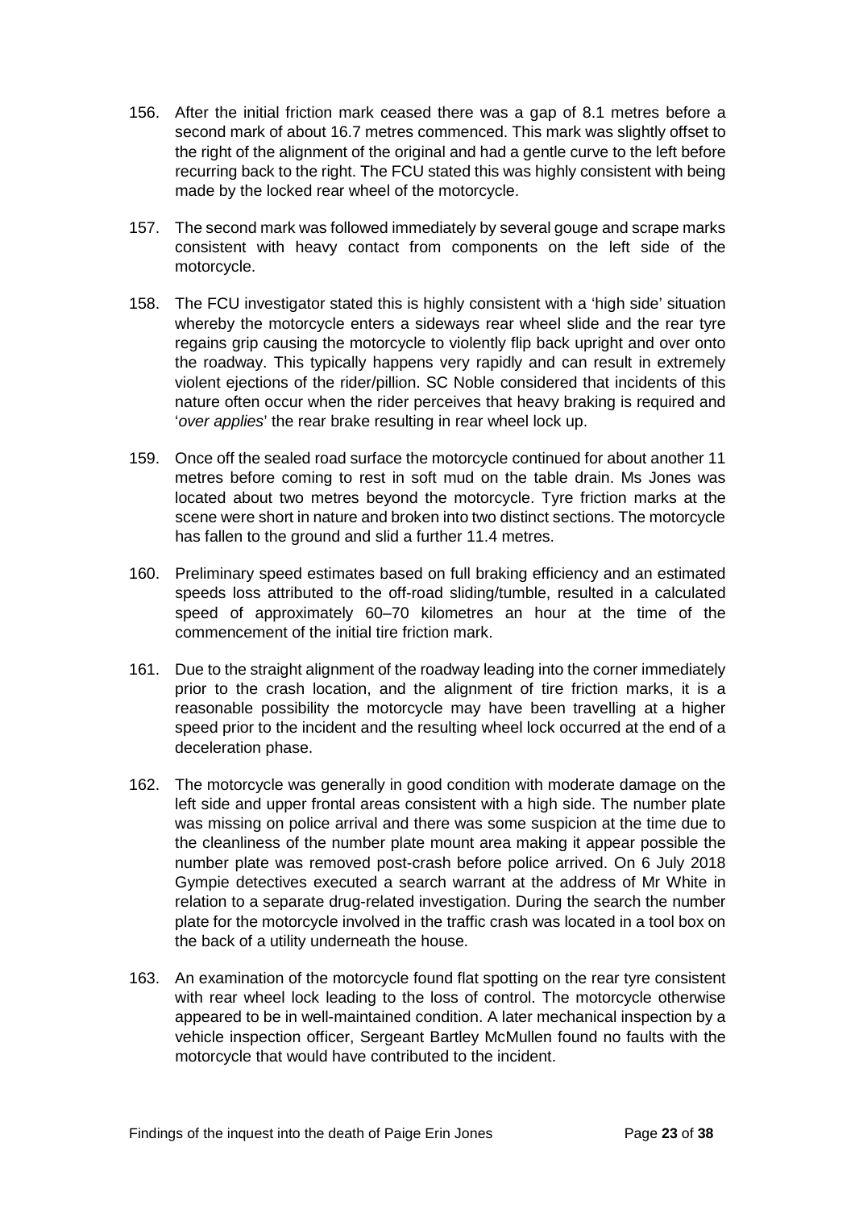156. After the initial friction mark ceased there was a gap of 8.1 metres before a second mark of about 16.7 metres commenced. This mark was slightly offset to the right of the alignment of the original and had a gentle curve to the left before recurring back to the right. The FCU stated this was highly consistent with being made by the locked rear wheel of the motorcycle.

157. The second mark was followed immediately by several gouge and scrape marks consistent with heavy contact from components on the left side of the motorcycle.

158. The FCU investigator stated this is highly consistent with a 'high side' situation whereby the motorcycle enters a sideways rear wheel slide and the rear tyre regains grip causing the motorcycle to violently flip back upright and over onto the roadway. This typically happens very rapidly and can result in extremely violent ejections of the rider/pillion. SC Noble considered that incidents of this nature often occur when the rider perceives that heavy braking is required and '*over applies*' the rear brake resulting in rear wheel lock up.

159. Once off the sealed road surface the motorcycle continued for about another 11 metres before coming to rest in soft mud on the table drain. Ms Jones was located about two metres beyond the motorcycle. Tyre friction marks at the scene were short in nature and broken into two distinct sections. The motorcycle has fallen to the ground and slid a further 11.4 metres.

160. Preliminary speed estimates based on full braking efficiency and an estimated speeds loss attributed to the off-road sliding/tumble, resulted in a calculated speed of approximately 60–70 kilometres an hour at the time of the commencement of the initial tire friction mark.

161. Due to the straight alignment of the roadway leading into the corner immediately prior to the crash location, and the alignment of tire friction marks, it is a reasonable possibility the motorcycle may have been travelling at a higher speed prior to the incident and the resulting wheel lock occurred at the end of a deceleration phase.

162. The motorcycle was generally in good condition with moderate damage on the left side and upper frontal areas consistent with a high side. The number plate was missing on police arrival and there was some suspicion at the time due to the cleanliness of the number plate mount area making it appear possible the number plate was removed post-crash before police arrived. On 6 July 2018 Gympie detectives executed a search warrant at the address of Mr White in relation to a separate drug-related investigation. During the search the number plate for the motorcycle involved in the traffic crash was located in a tool box on the back of a utility underneath the house.

163. An examination of the motorcycle found flat spotting on the rear tyre consistent with rear wheel lock leading to the loss of control. The motorcycle otherwise appeared to be in well-maintained condition. A later mechanical inspection by a vehicle inspection officer, Sergeant Bartley McMullen found no faults with the motorcycle that would have contributed to the incident.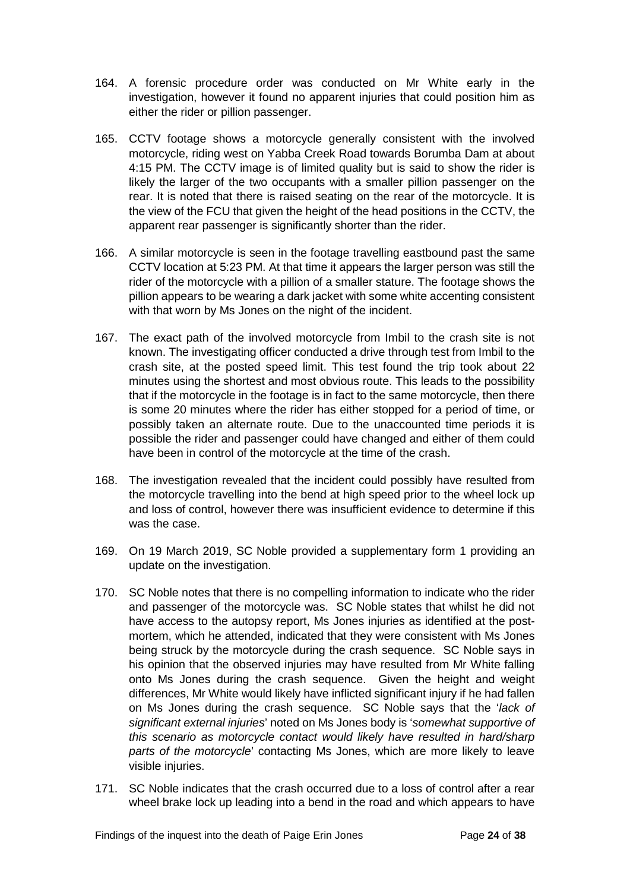164. A forensic procedure order was conducted on Mr White early in the investigation, however it found no apparent injuries that could position him as either the rider or pillion passenger.

165. CCTV footage shows a motorcycle generally consistent with the involved motorcycle, riding west on Yabba Creek Road towards Borumba Dam at about 4:15 PM. The CCTV image is of limited quality but is said to show the rider is likely the larger of the two occupants with a smaller pillion passenger on the rear. It is noted that there is raised seating on the rear of the motorcycle. It is the view of the FCU that given the height of the head positions in the CCTV, the apparent rear passenger is significantly shorter than the rider.

166. A similar motorcycle is seen in the footage travelling eastbound past the same CCTV location at 5:23 PM. At that time it appears the larger person was still the rider of the motorcycle with a pillion of a smaller stature. The footage shows the pillion appears to be wearing a dark jacket with some white accenting consistent with that worn by Ms Jones on the night of the incident.

167. The exact path of the involved motorcycle from Imbil to the crash site is not known. The investigating officer conducted a drive through test from Imbil to the crash site, at the posted speed limit. This test found the trip took about 22 minutes using the shortest and most obvious route. This leads to the possibility that if the motorcycle in the footage is in fact to the same motorcycle, then there is some 20 minutes where the rider has either stopped for a period of time, or possibly taken an alternate route. Due to the unaccounted time periods it is possible the rider and passenger could have changed and either of them could have been in control of the motorcycle at the time of the crash.

168. The investigation revealed that the incident could possibly have resulted from the motorcycle travelling into the bend at high speed prior to the wheel lock up and loss of control, however there was insufficient evidence to determine if this was the case.

169. On 19 March 2019, SC Noble provided a supplementary form 1 providing an update on the investigation.

170. SC Noble notes that there is no compelling information to indicate who the rider and passenger of the motorcycle was. SC Noble states that whilst he did not have access to the autopsy report, Ms Jones injuries as identified at the post-mortem, which he attended, indicated that they were consistent with Ms Jones being struck by the motorcycle during the crash sequence. SC Noble says in his opinion that the observed injuries may have resulted from Mr White falling onto Ms Jones during the crash sequence. Given the height and weight differences, Mr White would likely have inflicted significant injury if he had fallen on Ms Jones during the crash sequence. SC Noble says that the '*lack of significant external injuries*' noted on Ms Jones body is '*somewhat supportive of this scenario as motorcycle contact would likely have resulted in hard/sharp parts of the motorcycle*' contacting Ms Jones, which are more likely to leave visible injuries.

171. SC Noble indicates that the crash occurred due to a loss of control after a rear wheel brake lock up leading into a bend in the road and which appears to have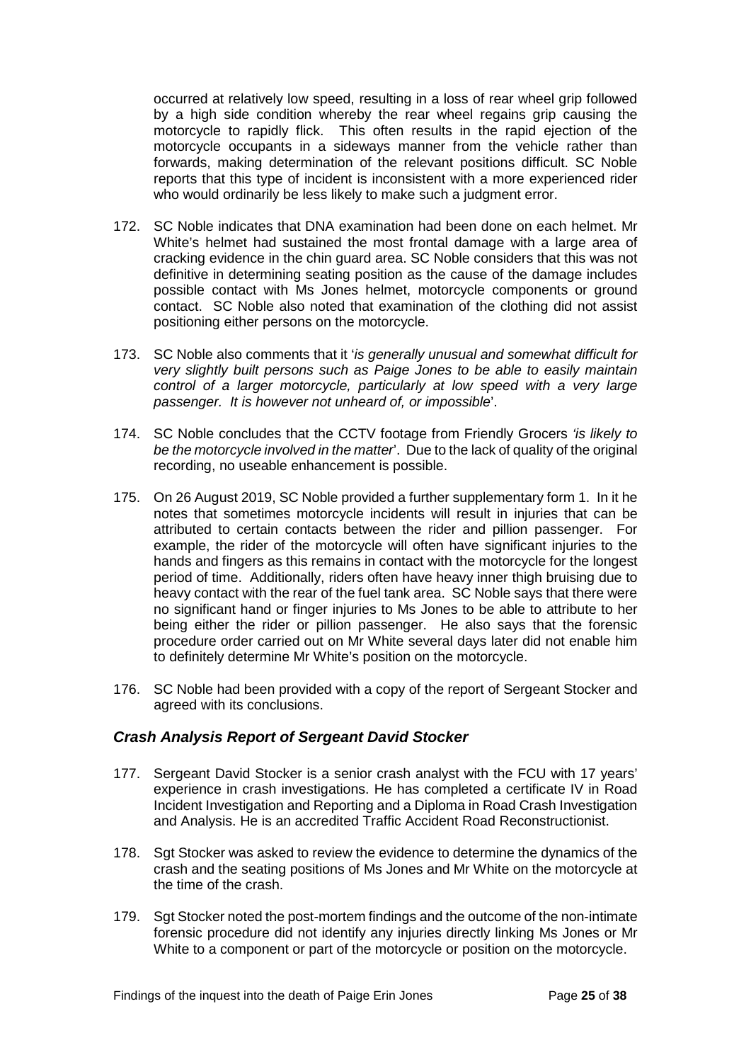occurred at relatively low speed, resulting in a loss of rear wheel grip followed by a high side condition whereby the rear wheel regains grip causing the motorcycle to rapidly flick. This often results in the rapid ejection of the motorcycle occupants in a sideways manner from the vehicle rather than forwards, making determination of the relevant positions difficult. SC Noble reports that this type of incident is inconsistent with a more experienced rider who would ordinarily be less likely to make such a judgment error.

172. SC Noble indicates that DNA examination had been done on each helmet. Mr White's helmet had sustained the most frontal damage with a large area of cracking evidence in the chin guard area. SC Noble considers that this was not definitive in determining seating position as the cause of the damage includes possible contact with Ms Jones helmet, motorcycle components or ground contact. SC Noble also noted that examination of the clothing did not assist positioning either persons on the motorcycle.

173. SC Noble also comments that it '*is generally unusual and somewhat difficult for very slightly built persons such as Paige Jones to be able to easily maintain control of a larger motorcycle, particularly at low speed with a very large passenger. It is however not unheard of, or impossible*'.

174. SC Noble concludes that the CCTV footage from Friendly Grocers *'is likely to be the motorcycle involved in the matter*'. Due to the lack of quality of the original recording, no useable enhancement is possible.

175. On 26 August 2019, SC Noble provided a further supplementary form 1. In it he notes that sometimes motorcycle incidents will result in injuries that can be attributed to certain contacts between the rider and pillion passenger. For example, the rider of the motorcycle will often have significant injuries to the hands and fingers as this remains in contact with the motorcycle for the longest period of time. Additionally, riders often have heavy inner thigh bruising due to heavy contact with the rear of the fuel tank area. SC Noble says that there were no significant hand or finger injuries to Ms Jones to be able to attribute to her being either the rider or pillion passenger. He also says that the forensic procedure order carried out on Mr White several days later did not enable him to definitely determine Mr White's position on the motorcycle.

176. SC Noble had been provided with a copy of the report of Sergeant Stocker and agreed with its conclusions.

### *Crash Analysis Report of Sergeant David Stocker*

177. Sergeant David Stocker is a senior crash analyst with the FCU with 17 years' experience in crash investigations. He has completed a certificate IV in Road Incident Investigation and Reporting and a Diploma in Road Crash Investigation and Analysis. He is an accredited Traffic Accident Road Reconstructionist.

178. Sgt Stocker was asked to review the evidence to determine the dynamics of the crash and the seating positions of Ms Jones and Mr White on the motorcycle at the time of the crash.

179. Sgt Stocker noted the post-mortem findings and the outcome of the non-intimate forensic procedure did not identify any injuries directly linking Ms Jones or Mr White to a component or part of the motorcycle or position on the motorcycle.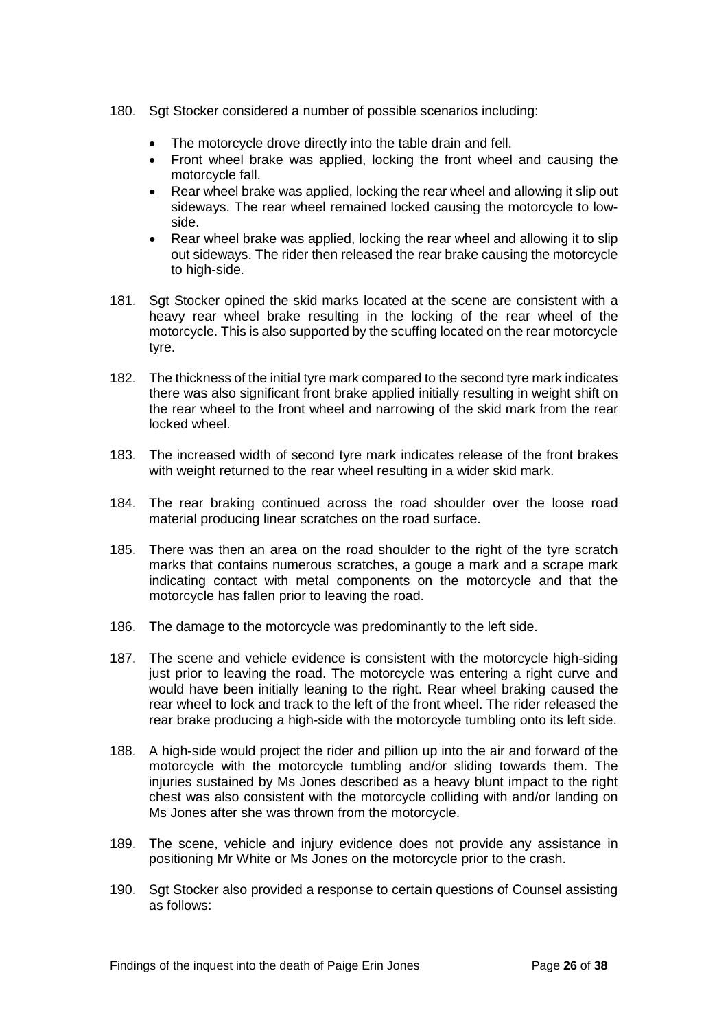180. Sgt Stocker considered a number of possible scenarios including:

    - The motorcycle drove directly into the table drain and fell.
    - Front wheel brake was applied, locking the front wheel and causing the motorcycle fall.
    - Rear wheel brake was applied, locking the rear wheel and allowing it slip out sideways. The rear wheel remained locked causing the motorcycle to low-side.
    - Rear wheel brake was applied, locking the rear wheel and allowing it to slip out sideways. The rider then released the rear brake causing the motorcycle to high-side.

181. Sgt Stocker opined the skid marks located at the scene are consistent with a heavy rear wheel brake resulting in the locking of the rear wheel of the motorcycle. This is also supported by the scuffing located on the rear motorcycle tyre.

182. The thickness of the initial tyre mark compared to the second tyre mark indicates there was also significant front brake applied initially resulting in weight shift on the rear wheel to the front wheel and narrowing of the skid mark from the rear locked wheel.

183. The increased width of second tyre mark indicates release of the front brakes with weight returned to the rear wheel resulting in a wider skid mark.

184. The rear braking continued across the road shoulder over the loose road material producing linear scratches on the road surface.

185. There was then an area on the road shoulder to the right of the tyre scratch marks that contains numerous scratches, a gouge a mark and a scrape mark indicating contact with metal components on the motorcycle and that the motorcycle has fallen prior to leaving the road.

186. The damage to the motorcycle was predominantly to the left side.

187. The scene and vehicle evidence is consistent with the motorcycle high-siding just prior to leaving the road. The motorcycle was entering a right curve and would have been initially leaning to the right. Rear wheel braking caused the rear wheel to lock and track to the left of the front wheel. The rider released the rear brake producing a high-side with the motorcycle tumbling onto its left side.

188. A high-side would project the rider and pillion up into the air and forward of the motorcycle with the motorcycle tumbling and/or sliding towards them. The injuries sustained by Ms Jones described as a heavy blunt impact to the right chest was also consistent with the motorcycle colliding with and/or landing on Ms Jones after she was thrown from the motorcycle.

189. The scene, vehicle and injury evidence does not provide any assistance in positioning Mr White or Ms Jones on the motorcycle prior to the crash.

190. Sgt Stocker also provided a response to certain questions of Counsel assisting as follows: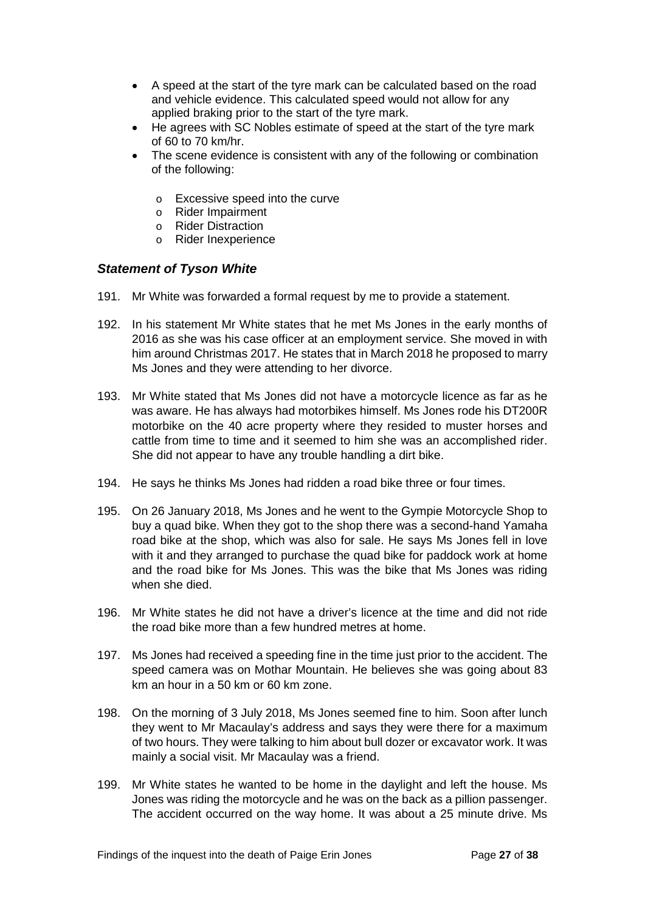- A speed at the start of the tyre mark can be calculated based on the road and vehicle evidence. This calculated speed would not allow for any applied braking prior to the start of the tyre mark.
- He agrees with SC Nobles estimate of speed at the start of the tyre mark of 60 to 70 km/hr.
- The scene evidence is consistent with any of the following or combination of the following:
  - Excessive speed into the curve
  - Rider Impairment
  - Rider Distraction
  - Rider Inexperience

### *Statement of Tyson White*

191. Mr White was forwarded a formal request by me to provide a statement.

192. In his statement Mr White states that he met Ms Jones in the early months of 2016 as she was his case officer at an employment service. She moved in with him around Christmas 2017. He states that in March 2018 he proposed to marry Ms Jones and they were attending to her divorce.

193. Mr White stated that Ms Jones did not have a motorcycle licence as far as he was aware. He has always had motorbikes himself. Ms Jones rode his DT200R motorbike on the 40 acre property where they resided to muster horses and cattle from time to time and it seemed to him she was an accomplished rider. She did not appear to have any trouble handling a dirt bike.

194. He says he thinks Ms Jones had ridden a road bike three or four times.

195. On 26 January 2018, Ms Jones and he went to the Gympie Motorcycle Shop to buy a quad bike. When they got to the shop there was a second-hand Yamaha road bike at the shop, which was also for sale. He says Ms Jones fell in love with it and they arranged to purchase the quad bike for paddock work at home and the road bike for Ms Jones. This was the bike that Ms Jones was riding when she died.

196. Mr White states he did not have a driver's licence at the time and did not ride the road bike more than a few hundred metres at home.

197. Ms Jones had received a speeding fine in the time just prior to the accident. The speed camera was on Mothar Mountain. He believes she was going about 83 km an hour in a 50 km or 60 km zone.

198. On the morning of 3 July 2018, Ms Jones seemed fine to him. Soon after lunch they went to Mr Macaulay's address and says they were there for a maximum of two hours. They were talking to him about bull dozer or excavator work. It was mainly a social visit. Mr Macaulay was a friend.

199. Mr White states he wanted to be home in the daylight and left the house. Ms Jones was riding the motorcycle and he was on the back as a pillion passenger. The accident occurred on the way home. It was about a 25 minute drive. Ms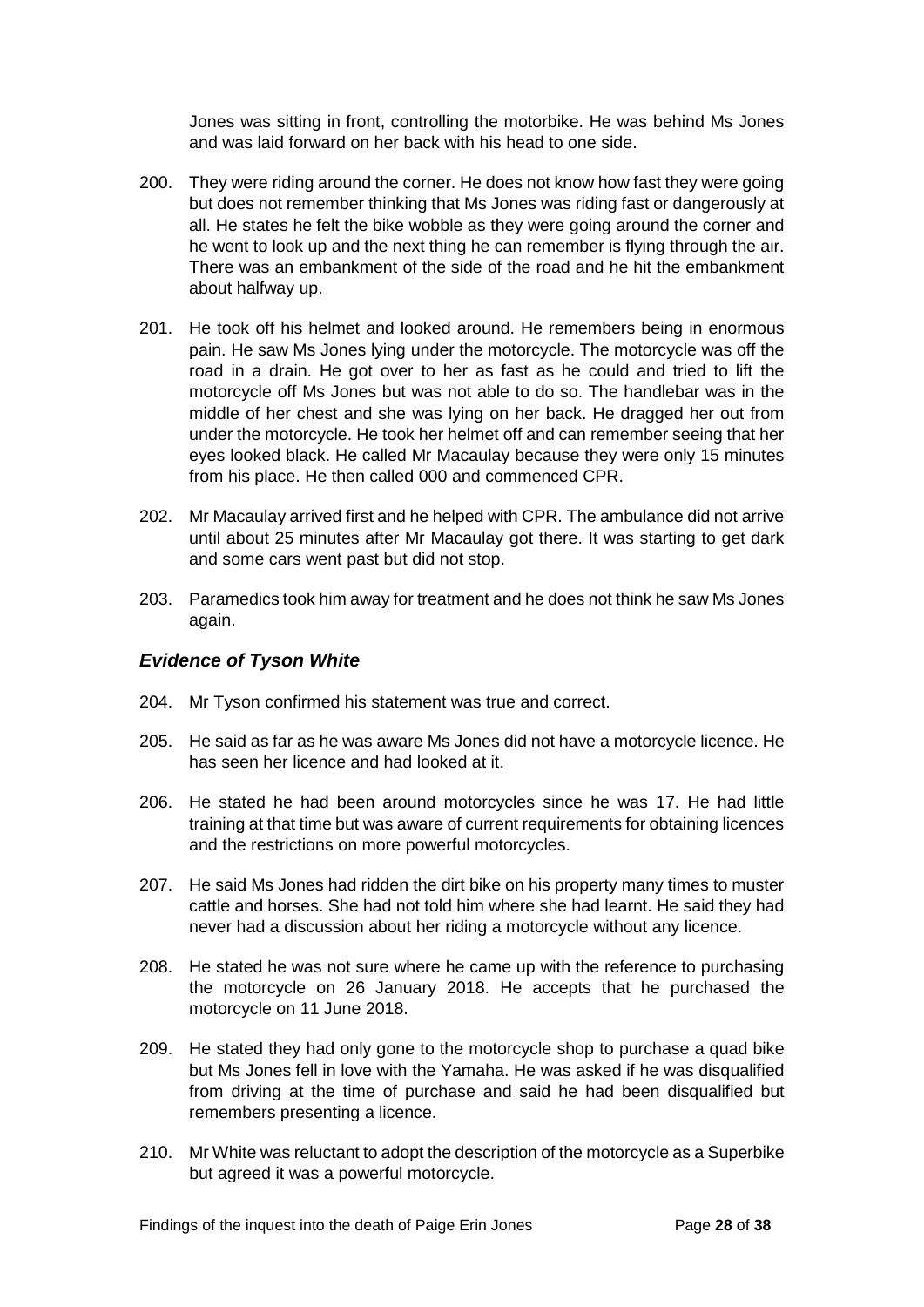Jones was sitting in front, controlling the motorbike. He was behind Ms Jones and was laid forward on her back with his head to one side.

200. They were riding around the corner. He does not know how fast they were going but does not remember thinking that Ms Jones was riding fast or dangerously at all. He states he felt the bike wobble as they were going around the corner and he went to look up and the next thing he can remember is flying through the air. There was an embankment of the side of the road and he hit the embankment about halfway up.

201. He took off his helmet and looked around. He remembers being in enormous pain. He saw Ms Jones lying under the motorcycle. The motorcycle was off the road in a drain. He got over to her as fast as he could and tried to lift the motorcycle off Ms Jones but was not able to do so. The handlebar was in the middle of her chest and she was lying on her back. He dragged her out from under the motorcycle. He took her helmet off and can remember seeing that her eyes looked black. He called Mr Macaulay because they were only 15 minutes from his place. He then called 000 and commenced CPR.

202. Mr Macaulay arrived first and he helped with CPR. The ambulance did not arrive until about 25 minutes after Mr Macaulay got there. It was starting to get dark and some cars went past but did not stop.

203. Paramedics took him away for treatment and he does not think he saw Ms Jones again.

### *Evidence of Tyson White*

204. Mr Tyson confirmed his statement was true and correct.

205. He said as far as he was aware Ms Jones did not have a motorcycle licence. He has seen her licence and had looked at it.

206. He stated he had been around motorcycles since he was 17. He had little training at that time but was aware of current requirements for obtaining licences and the restrictions on more powerful motorcycles.

207. He said Ms Jones had ridden the dirt bike on his property many times to muster cattle and horses. She had not told him where she had learnt. He said they had never had a discussion about her riding a motorcycle without any licence.

208. He stated he was not sure where he came up with the reference to purchasing the motorcycle on 26 January 2018. He accepts that he purchased the motorcycle on 11 June 2018.

209. He stated they had only gone to the motorcycle shop to purchase a quad bike but Ms Jones fell in love with the Yamaha. He was asked if he was disqualified from driving at the time of purchase and said he had been disqualified but remembers presenting a licence.

210. Mr White was reluctant to adopt the description of the motorcycle as a Superbike but agreed it was a powerful motorcycle.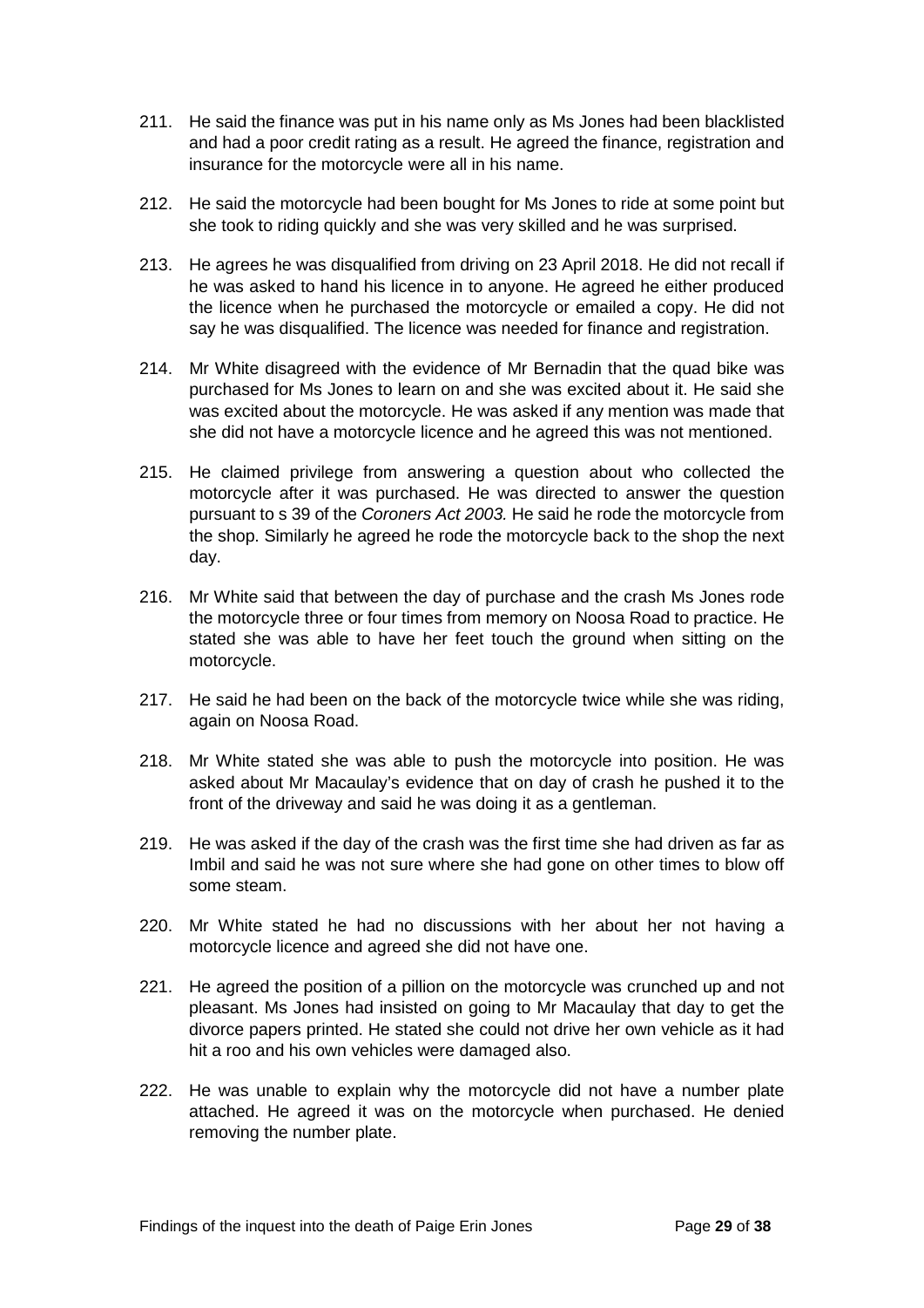211. He said the finance was put in his name only as Ms Jones had been blacklisted and had a poor credit rating as a result. He agreed the finance, registration and insurance for the motorcycle were all in his name.

212. He said the motorcycle had been bought for Ms Jones to ride at some point but she took to riding quickly and she was very skilled and he was surprised.

213. He agrees he was disqualified from driving on 23 April 2018. He did not recall if he was asked to hand his licence in to anyone. He agreed he either produced the licence when he purchased the motorcycle or emailed a copy. He did not say he was disqualified. The licence was needed for finance and registration.

214. Mr White disagreed with the evidence of Mr Bernadin that the quad bike was purchased for Ms Jones to learn on and she was excited about it. He said she was excited about the motorcycle. He was asked if any mention was made that she did not have a motorcycle licence and he agreed this was not mentioned.

215. He claimed privilege from answering a question about who collected the motorcycle after it was purchased. He was directed to answer the question pursuant to s 39 of the *Coroners Act 2003.* He said he rode the motorcycle from the shop. Similarly he agreed he rode the motorcycle back to the shop the next day.

216. Mr White said that between the day of purchase and the crash Ms Jones rode the motorcycle three or four times from memory on Noosa Road to practice. He stated she was able to have her feet touch the ground when sitting on the motorcycle.

217. He said he had been on the back of the motorcycle twice while she was riding, again on Noosa Road.

218. Mr White stated she was able to push the motorcycle into position. He was asked about Mr Macaulay's evidence that on day of crash he pushed it to the front of the driveway and said he was doing it as a gentleman.

219. He was asked if the day of the crash was the first time she had driven as far as Imbil and said he was not sure where she had gone on other times to blow off some steam.

220. Mr White stated he had no discussions with her about her not having a motorcycle licence and agreed she did not have one.

221. He agreed the position of a pillion on the motorcycle was crunched up and not pleasant. Ms Jones had insisted on going to Mr Macaulay that day to get the divorce papers printed. He stated she could not drive her own vehicle as it had hit a roo and his own vehicles were damaged also.

222. He was unable to explain why the motorcycle did not have a number plate attached. He agreed it was on the motorcycle when purchased. He denied removing the number plate.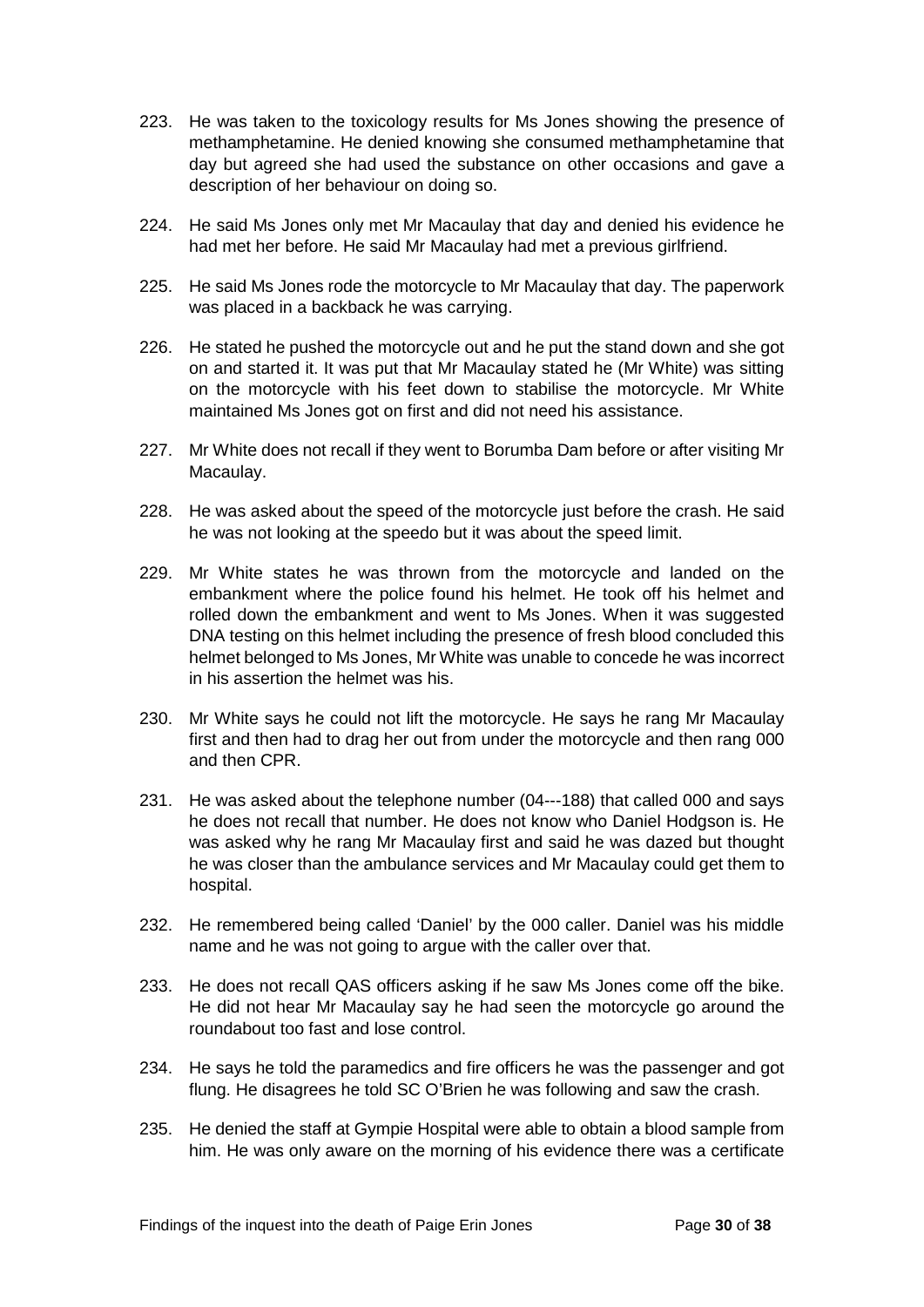223. He was taken to the toxicology results for Ms Jones showing the presence of methamphetamine. He denied knowing she consumed methamphetamine that day but agreed she had used the substance on other occasions and gave a description of her behaviour on doing so.

224. He said Ms Jones only met Mr Macaulay that day and denied his evidence he had met her before. He said Mr Macaulay had met a previous girlfriend.

225. He said Ms Jones rode the motorcycle to Mr Macaulay that day. The paperwork was placed in a backback he was carrying.

226. He stated he pushed the motorcycle out and he put the stand down and she got on and started it. It was put that Mr Macaulay stated he (Mr White) was sitting on the motorcycle with his feet down to stabilise the motorcycle. Mr White maintained Ms Jones got on first and did not need his assistance.

227. Mr White does not recall if they went to Borumba Dam before or after visiting Mr Macaulay.

228. He was asked about the speed of the motorcycle just before the crash. He said he was not looking at the speedo but it was about the speed limit.

229. Mr White states he was thrown from the motorcycle and landed on the embankment where the police found his helmet. He took off his helmet and rolled down the embankment and went to Ms Jones. When it was suggested DNA testing on this helmet including the presence of fresh blood concluded this helmet belonged to Ms Jones, Mr White was unable to concede he was incorrect in his assertion the helmet was his.

230. Mr White says he could not lift the motorcycle. He says he rang Mr Macaulay first and then had to drag her out from under the motorcycle and then rang 000 and then CPR.

231. He was asked about the telephone number (04---188) that called 000 and says he does not recall that number. He does not know who Daniel Hodgson is. He was asked why he rang Mr Macaulay first and said he was dazed but thought he was closer than the ambulance services and Mr Macaulay could get them to hospital.

232. He remembered being called 'Daniel' by the 000 caller. Daniel was his middle name and he was not going to argue with the caller over that.

233. He does not recall QAS officers asking if he saw Ms Jones come off the bike. He did not hear Mr Macaulay say he had seen the motorcycle go around the roundabout too fast and lose control.

234. He says he told the paramedics and fire officers he was the passenger and got flung. He disagrees he told SC O'Brien he was following and saw the crash.

235. He denied the staff at Gympie Hospital were able to obtain a blood sample from him. He was only aware on the morning of his evidence there was a certificate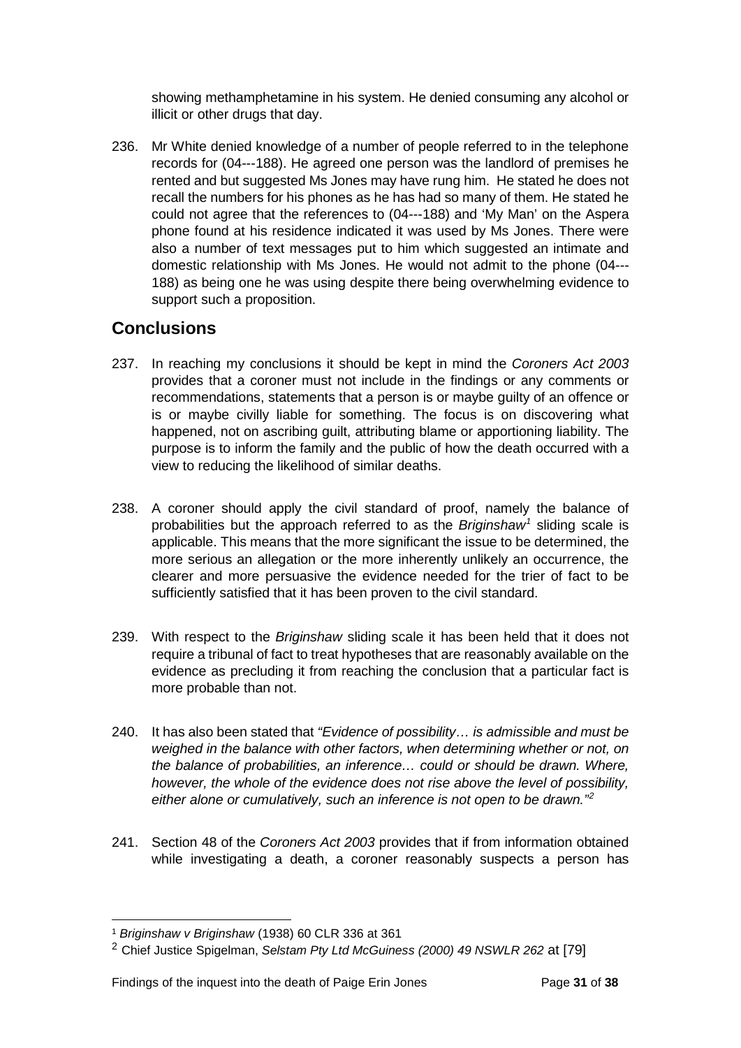showing methamphetamine in his system. He denied consuming any alcohol or illicit or other drugs that day.

236. Mr White denied knowledge of a number of people referred to in the telephone records for (04---188). He agreed one person was the landlord of premises he rented and but suggested Ms Jones may have rung him. He stated he does not recall the numbers for his phones as he has had so many of them. He stated he could not agree that the references to (04---188) and 'My Man' on the Aspera phone found at his residence indicated it was used by Ms Jones. There were also a number of text messages put to him which suggested an intimate and domestic relationship with Ms Jones. He would not admit to the phone (04---188) as being one he was using despite there being overwhelming evidence to support such a proposition.

## Conclusions

237. In reaching my conclusions it should be kept in mind the *Coroners Act 2003* provides that a coroner must not include in the findings or any comments or recommendations, statements that a person is or maybe guilty of an offence or is or maybe civilly liable for something. The focus is on discovering what happened, not on ascribing guilt, attributing blame or apportioning liability. The purpose is to inform the family and the public of how the death occurred with a view to reducing the likelihood of similar deaths.

238. A coroner should apply the civil standard of proof, namely the balance of probabilities but the approach referred to as the *Briginshaw*[1] sliding scale is applicable. This means that the more significant the issue to be determined, the more serious an allegation or the more inherently unlikely an occurrence, the clearer and more persuasive the evidence needed for the trier of fact to be sufficiently satisfied that it has been proven to the civil standard.

239. With respect to the *Briginshaw* sliding scale it has been held that it does not require a tribunal of fact to treat hypotheses that are reasonably available on the evidence as precluding it from reaching the conclusion that a particular fact is more probable than not.

240. It has also been stated that *"Evidence of possibility… is admissible and must be weighed in the balance with other factors, when determining whether or not, on the balance of probabilities, an inference… could or should be drawn. Where, however, the whole of the evidence does not rise above the level of possibility, either alone or cumulatively, such an inference is not open to be drawn."*[2]

241. Section 48 of the *Coroners Act 2003* provides that if from information obtained while investigating a death, a coroner reasonably suspects a person has

---

[1] *Briginshaw v Briginshaw* (1938) 60 CLR 336 at 361

[2] Chief Justice Spigelman, *Selstam Pty Ltd McGuiness (2000) 49 NSWLR 262* at [79]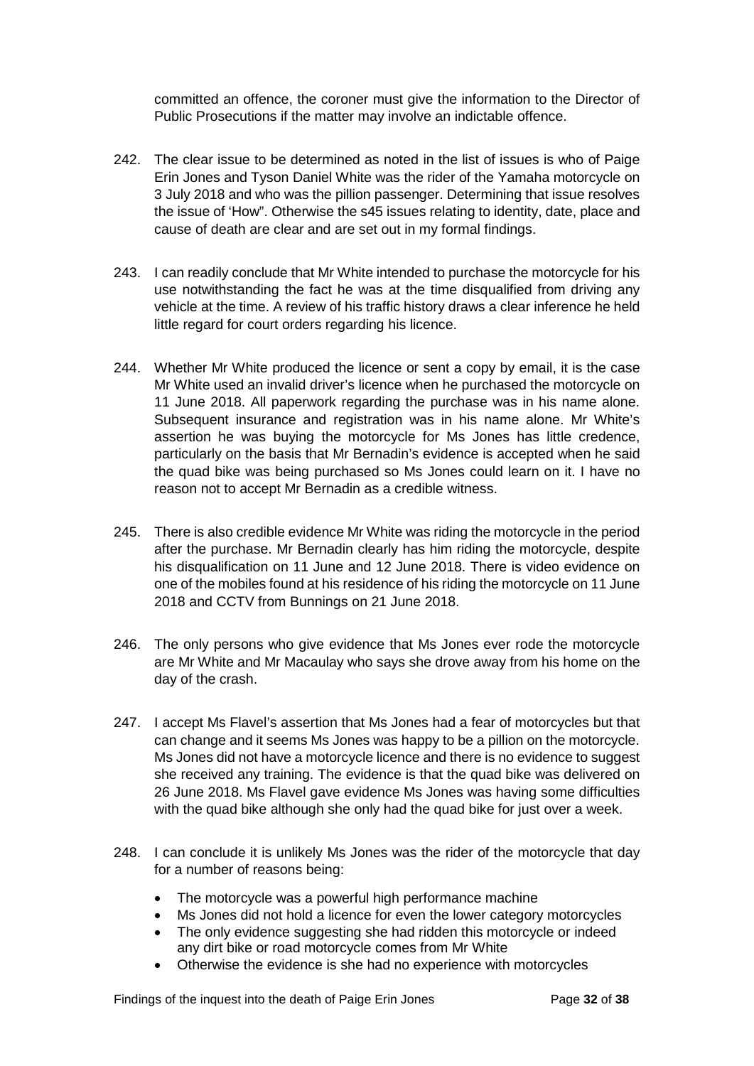committed an offence, the coroner must give the information to the Director of Public Prosecutions if the matter may involve an indictable offence.

242. The clear issue to be determined as noted in the list of issues is who of Paige Erin Jones and Tyson Daniel White was the rider of the Yamaha motorcycle on 3 July 2018 and who was the pillion passenger. Determining that issue resolves the issue of 'How". Otherwise the s45 issues relating to identity, date, place and cause of death are clear and are set out in my formal findings.

243. I can readily conclude that Mr White intended to purchase the motorcycle for his use notwithstanding the fact he was at the time disqualified from driving any vehicle at the time. A review of his traffic history draws a clear inference he held little regard for court orders regarding his licence.

244. Whether Mr White produced the licence or sent a copy by email, it is the case Mr White used an invalid driver's licence when he purchased the motorcycle on 11 June 2018. All paperwork regarding the purchase was in his name alone. Subsequent insurance and registration was in his name alone. Mr White's assertion he was buying the motorcycle for Ms Jones has little credence, particularly on the basis that Mr Bernadin's evidence is accepted when he said the quad bike was being purchased so Ms Jones could learn on it. I have no reason not to accept Mr Bernadin as a credible witness.

245. There is also credible evidence Mr White was riding the motorcycle in the period after the purchase. Mr Bernadin clearly has him riding the motorcycle, despite his disqualification on 11 June and 12 June 2018. There is video evidence on one of the mobiles found at his residence of his riding the motorcycle on 11 June 2018 and CCTV from Bunnings on 21 June 2018.

246. The only persons who give evidence that Ms Jones ever rode the motorcycle are Mr White and Mr Macaulay who says she drove away from his home on the day of the crash.

247. I accept Ms Flavel's assertion that Ms Jones had a fear of motorcycles but that can change and it seems Ms Jones was happy to be a pillion on the motorcycle. Ms Jones did not have a motorcycle licence and there is no evidence to suggest she received any training. The evidence is that the quad bike was delivered on 26 June 2018. Ms Flavel gave evidence Ms Jones was having some difficulties with the quad bike although she only had the quad bike for just over a week.

248. I can conclude it is unlikely Ms Jones was the rider of the motorcycle that day for a number of reasons being:

    - The motorcycle was a powerful high performance machine
    - Ms Jones did not hold a licence for even the lower category motorcycles
    - The only evidence suggesting she had ridden this motorcycle or indeed any dirt bike or road motorcycle comes from Mr White
    - Otherwise the evidence is she had no experience with motorcycles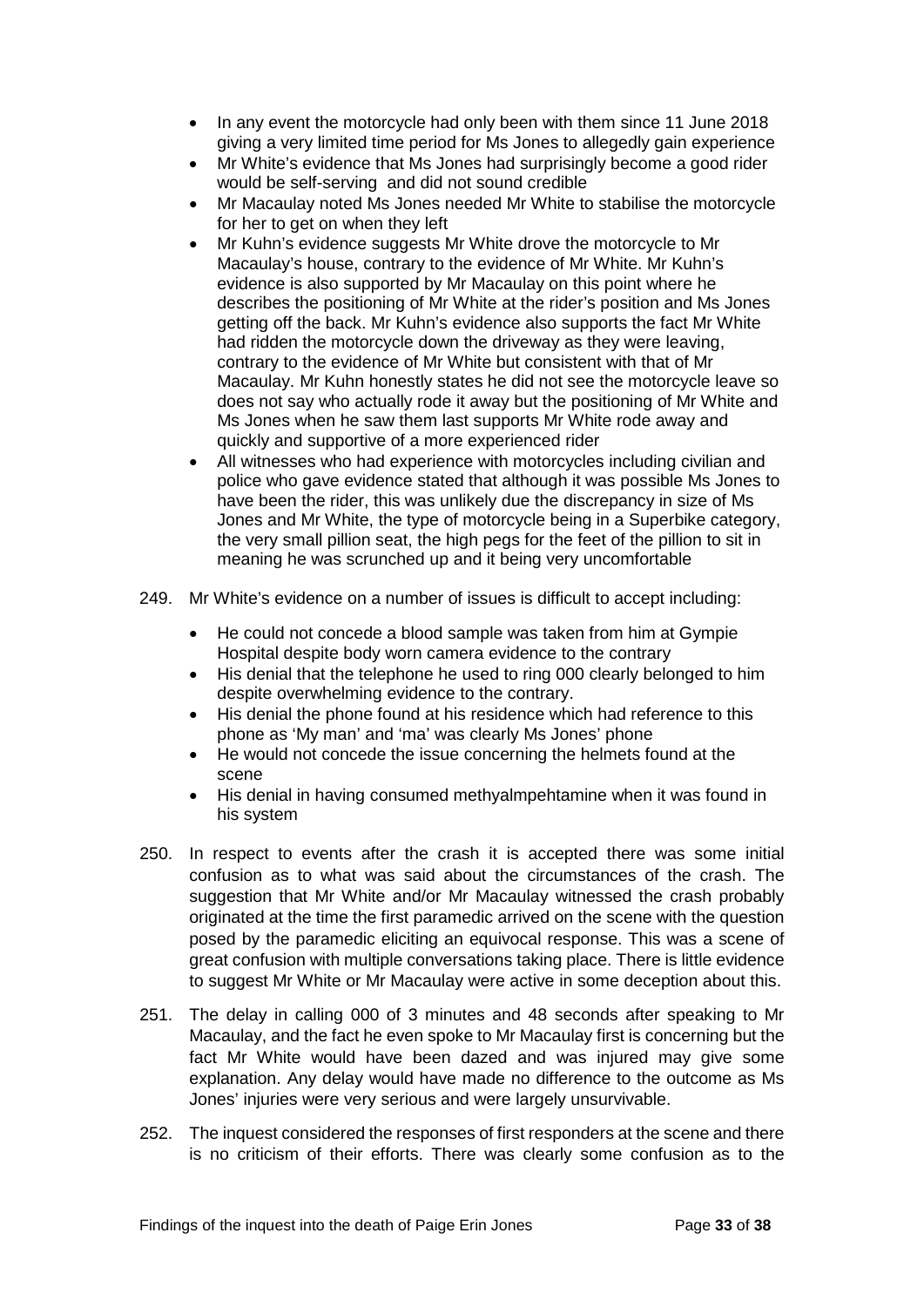- In any event the motorcycle had only been with them since 11 June 2018 giving a very limited time period for Ms Jones to allegedly gain experience
- Mr White's evidence that Ms Jones had surprisingly become a good rider would be self-serving and did not sound credible
- Mr Macaulay noted Ms Jones needed Mr White to stabilise the motorcycle for her to get on when they left
- Mr Kuhn's evidence suggests Mr White drove the motorcycle to Mr Macaulay's house, contrary to the evidence of Mr White. Mr Kuhn's evidence is also supported by Mr Macaulay on this point where he describes the positioning of Mr White at the rider's position and Ms Jones getting off the back. Mr Kuhn's evidence also supports the fact Mr White had ridden the motorcycle down the driveway as they were leaving, contrary to the evidence of Mr White but consistent with that of Mr Macaulay. Mr Kuhn honestly states he did not see the motorcycle leave so does not say who actually rode it away but the positioning of Mr White and Ms Jones when he saw them last supports Mr White rode away and quickly and supportive of a more experienced rider
- All witnesses who had experience with motorcycles including civilian and police who gave evidence stated that although it was possible Ms Jones to have been the rider, this was unlikely due the discrepancy in size of Ms Jones and Mr White, the type of motorcycle being in a Superbike category, the very small pillion seat, the high pegs for the feet of the pillion to sit in meaning he was scrunched up and it being very uncomfortable

249. Mr White's evidence on a number of issues is difficult to accept including:

- He could not concede a blood sample was taken from him at Gympie Hospital despite body worn camera evidence to the contrary
- His denial that the telephone he used to ring 000 clearly belonged to him despite overwhelming evidence to the contrary.
- His denial the phone found at his residence which had reference to this phone as 'My man' and 'ma' was clearly Ms Jones' phone
- He would not concede the issue concerning the helmets found at the scene
- His denial in having consumed methyalmpehtamine when it was found in his system

250. In respect to events after the crash it is accepted there was some initial confusion as to what was said about the circumstances of the crash. The suggestion that Mr White and/or Mr Macaulay witnessed the crash probably originated at the time the first paramedic arrived on the scene with the question posed by the paramedic eliciting an equivocal response. This was a scene of great confusion with multiple conversations taking place. There is little evidence to suggest Mr White or Mr Macaulay were active in some deception about this.

251. The delay in calling 000 of 3 minutes and 48 seconds after speaking to Mr Macaulay, and the fact he even spoke to Mr Macaulay first is concerning but the fact Mr White would have been dazed and was injured may give some explanation. Any delay would have made no difference to the outcome as Ms Jones' injuries were very serious and were largely unsurvivable.

252. The inquest considered the responses of first responders at the scene and there is no criticism of their efforts. There was clearly some confusion as to the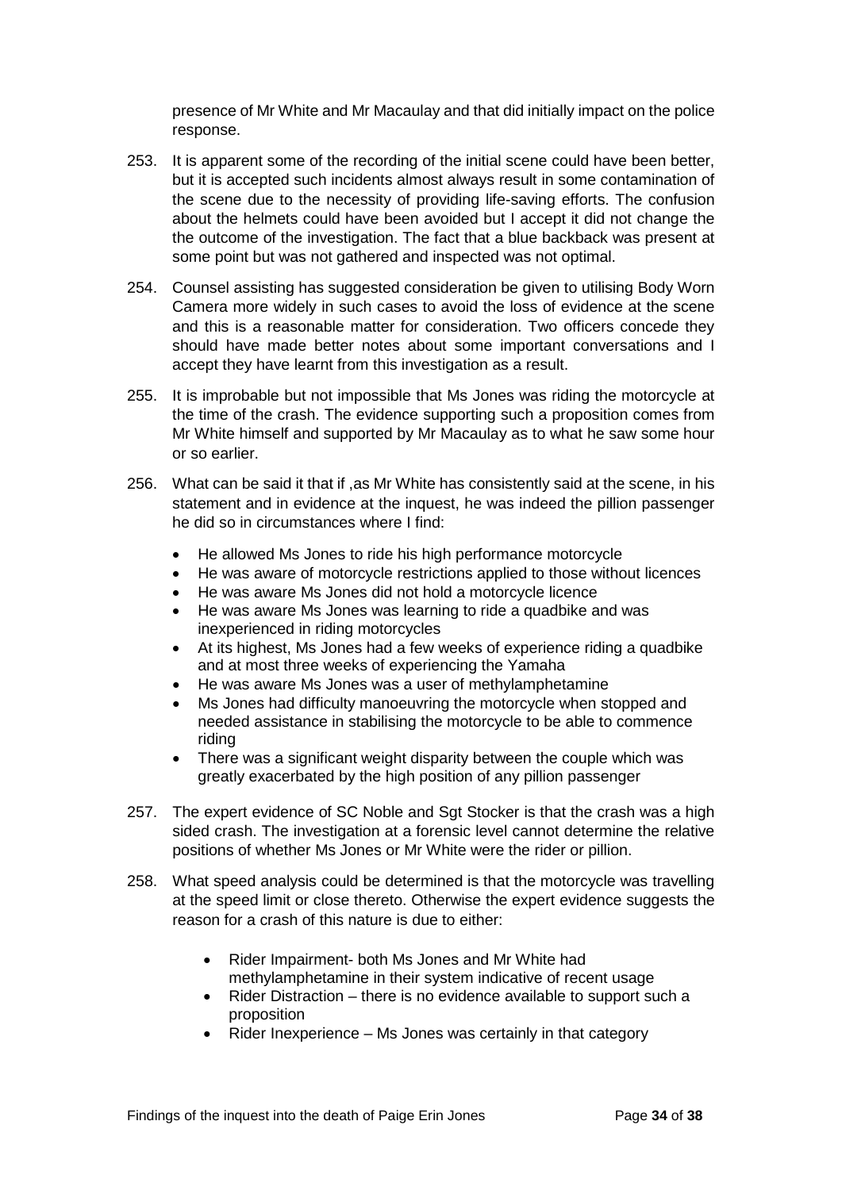presence of Mr White and Mr Macaulay and that did initially impact on the police response.

253. It is apparent some of the recording of the initial scene could have been better, but it is accepted such incidents almost always result in some contamination of the scene due to the necessity of providing life-saving efforts. The confusion about the helmets could have been avoided but I accept it did not change the the outcome of the investigation. The fact that a blue backback was present at some point but was not gathered and inspected was not optimal.

254. Counsel assisting has suggested consideration be given to utilising Body Worn Camera more widely in such cases to avoid the loss of evidence at the scene and this is a reasonable matter for consideration. Two officers concede they should have made better notes about some important conversations and I accept they have learnt from this investigation as a result.

255. It is improbable but not impossible that Ms Jones was riding the motorcycle at the time of the crash. The evidence supporting such a proposition comes from Mr White himself and supported by Mr Macaulay as to what he saw some hour or so earlier.

256. What can be said it that if ,as Mr White has consistently said at the scene, in his statement and in evidence at the inquest, he was indeed the pillion passenger he did so in circumstances where I find:

    - He allowed Ms Jones to ride his high performance motorcycle
    - He was aware of motorcycle restrictions applied to those without licences
    - He was aware Ms Jones did not hold a motorcycle licence
    - He was aware Ms Jones was learning to ride a quadbike and was inexperienced in riding motorcycles
    - At its highest, Ms Jones had a few weeks of experience riding a quadbike and at most three weeks of experiencing the Yamaha
    - He was aware Ms Jones was a user of methylamphetamine
    - Ms Jones had difficulty manoeuvring the motorcycle when stopped and needed assistance in stabilising the motorcycle to be able to commence riding
    - There was a significant weight disparity between the couple which was greatly exacerbated by the high position of any pillion passenger

257. The expert evidence of SC Noble and Sgt Stocker is that the crash was a high sided crash. The investigation at a forensic level cannot determine the relative positions of whether Ms Jones or Mr White were the rider or pillion.

258. What speed analysis could be determined is that the motorcycle was travelling at the speed limit or close thereto. Otherwise the expert evidence suggests the reason for a crash of this nature is due to either:

    - Rider Impairment- both Ms Jones and Mr White had methylamphetamine in their system indicative of recent usage
    - Rider Distraction – there is no evidence available to support such a proposition
    - Rider Inexperience – Ms Jones was certainly in that category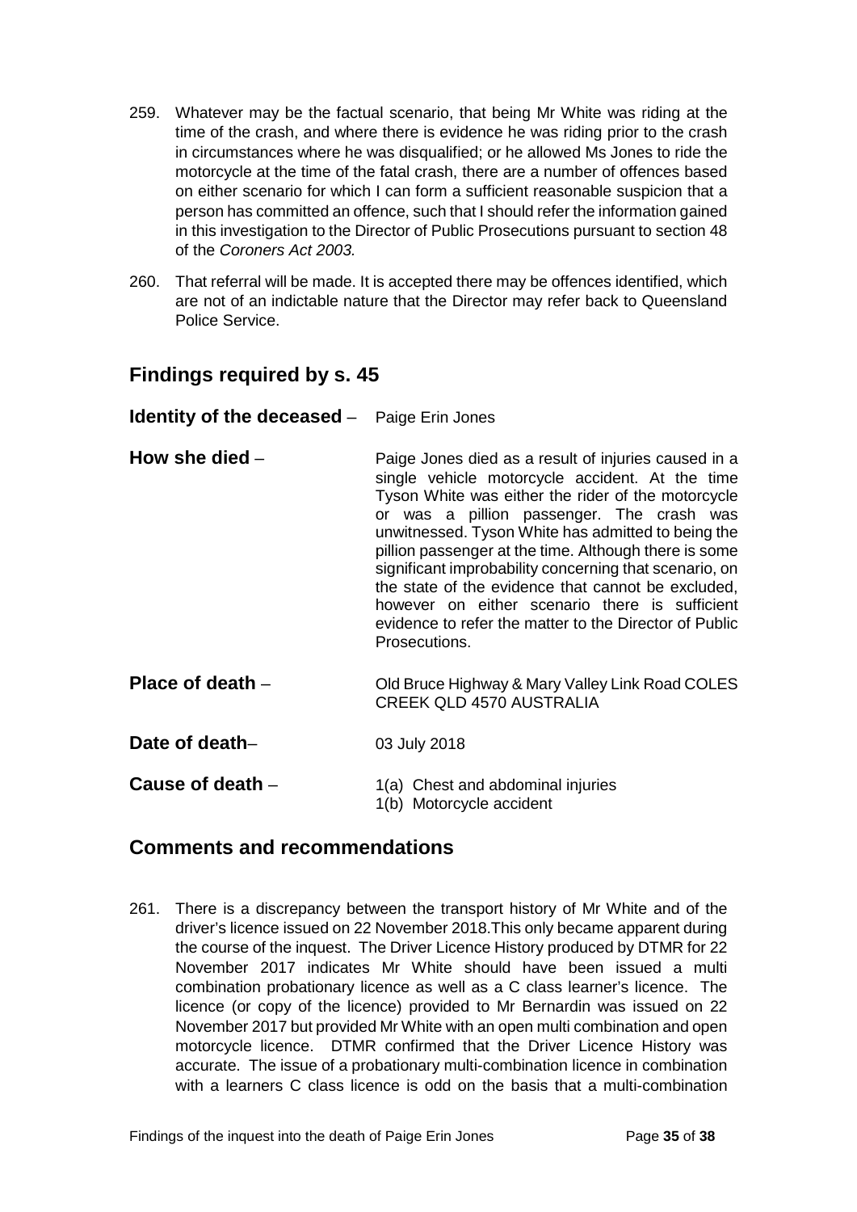259. Whatever may be the factual scenario, that being Mr White was riding at the time of the crash, and where there is evidence he was riding prior to the crash in circumstances where he was disqualified; or he allowed Ms Jones to ride the motorcycle at the time of the fatal crash, there are a number of offences based on either scenario for which I can form a sufficient reasonable suspicion that a person has committed an offence, such that I should refer the information gained in this investigation to the Director of Public Prosecutions pursuant to section 48 of the *Coroners Act 2003.*

260. That referral will be made. It is accepted there may be offences identified, which are not of an indictable nature that the Director may refer back to Queensland Police Service.

## Findings required by s. 45

**Identity of the deceased** – Paige Erin Jones

**How she died** – Paige Jones died as a result of injuries caused in a single vehicle motorcycle accident. At the time Tyson White was either the rider of the motorcycle or was a pillion passenger. The crash was unwitnessed. Tyson White has admitted to being the pillion passenger at the time. Although there is some significant improbability concerning that scenario, on the state of the evidence that cannot be excluded, however on either scenario there is sufficient evidence to refer the matter to the Director of Public Prosecutions.

**Place of death** – Old Bruce Highway & Mary Valley Link Road COLES CREEK QLD 4570 AUSTRALIA

**Date of death**– 03 July 2018

**Cause of death** – 1(a) Chest and abdominal injuries
1(b) Motorcycle accident

## Comments and recommendations

261. There is a discrepancy between the transport history of Mr White and of the driver's licence issued on 22 November 2018.This only became apparent during the course of the inquest. The Driver Licence History produced by DTMR for 22 November 2017 indicates Mr White should have been issued a multi combination probationary licence as well as a C class learner's licence. The licence (or copy of the licence) provided to Mr Bernardin was issued on 22 November 2017 but provided Mr White with an open multi combination and open motorcycle licence. DTMR confirmed that the Driver Licence History was accurate. The issue of a probationary multi-combination licence in combination with a learners C class licence is odd on the basis that a multi-combination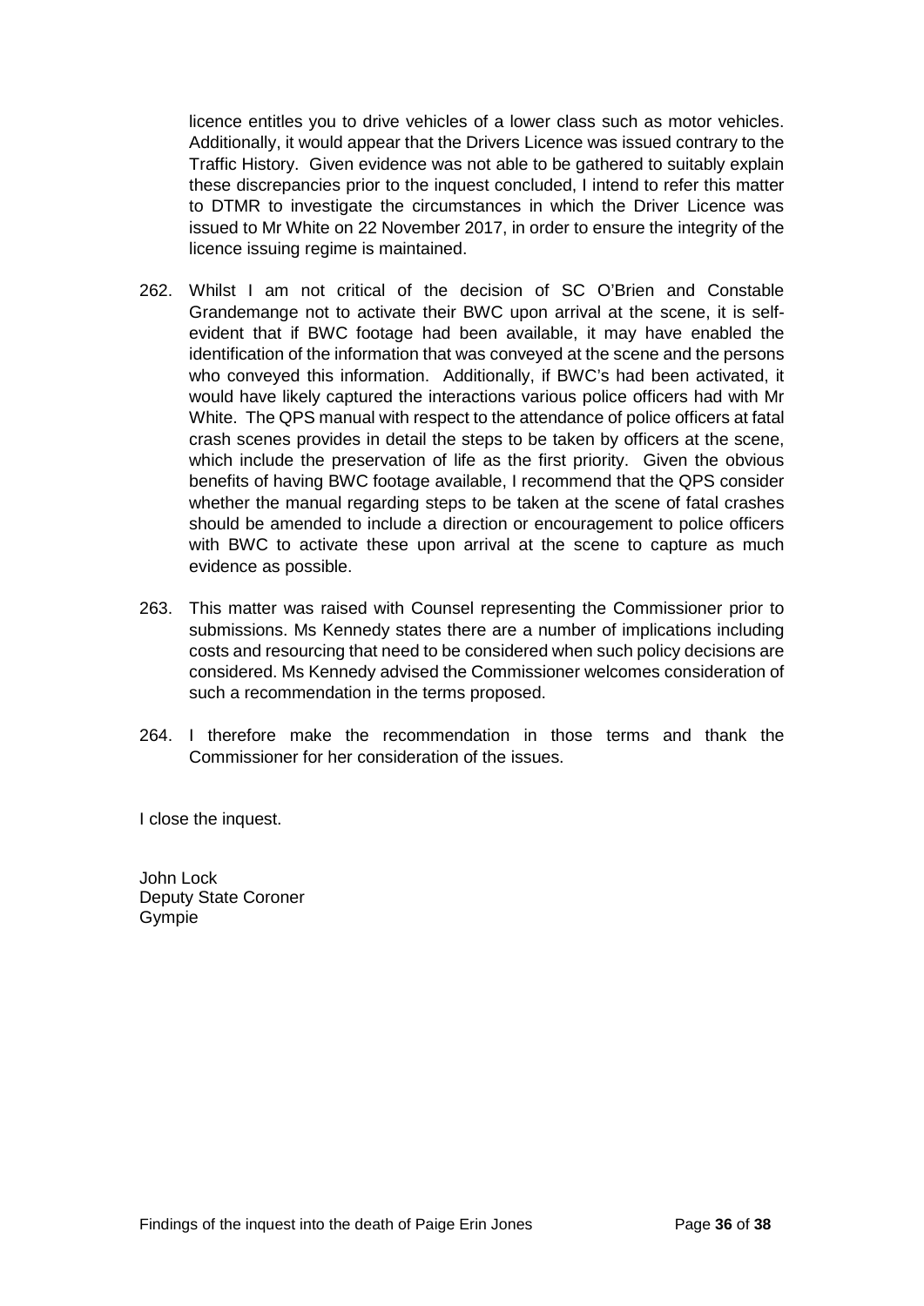licence entitles you to drive vehicles of a lower class such as motor vehicles. Additionally, it would appear that the Drivers Licence was issued contrary to the Traffic History. Given evidence was not able to be gathered to suitably explain these discrepancies prior to the inquest concluded, I intend to refer this matter to DTMR to investigate the circumstances in which the Driver Licence was issued to Mr White on 22 November 2017, in order to ensure the integrity of the licence issuing regime is maintained.

262. Whilst I am not critical of the decision of SC O'Brien and Constable Grandemange not to activate their BWC upon arrival at the scene, it is self-evident that if BWC footage had been available, it may have enabled the identification of the information that was conveyed at the scene and the persons who conveyed this information. Additionally, if BWC's had been activated, it would have likely captured the interactions various police officers had with Mr White. The QPS manual with respect to the attendance of police officers at fatal crash scenes provides in detail the steps to be taken by officers at the scene, which include the preservation of life as the first priority. Given the obvious benefits of having BWC footage available, I recommend that the QPS consider whether the manual regarding steps to be taken at the scene of fatal crashes should be amended to include a direction or encouragement to police officers with BWC to activate these upon arrival at the scene to capture as much evidence as possible.

263. This matter was raised with Counsel representing the Commissioner prior to submissions. Ms Kennedy states there are a number of implications including costs and resourcing that need to be considered when such policy decisions are considered. Ms Kennedy advised the Commissioner welcomes consideration of such a recommendation in the terms proposed.

264. I therefore make the recommendation in those terms and thank the Commissioner for her consideration of the issues.

I close the inquest.

John Lock
Deputy State Coroner
Gympie